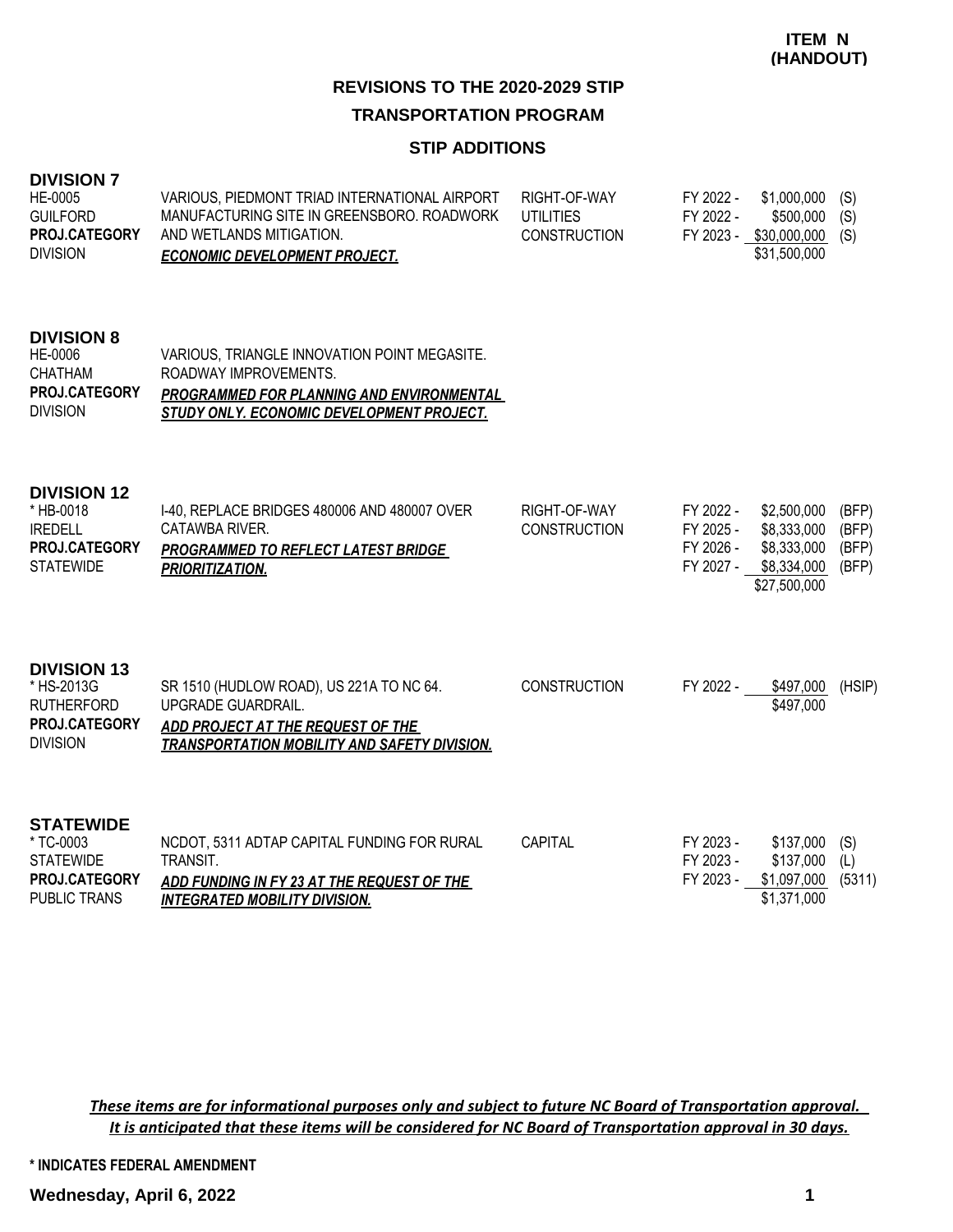**ITEM N (HANDOUT)**

## REVISIONS TO THE 2020-2029 STIP

## TRANSPORTATION PROGRAM

### STIP ADDITIONS

### DIVISION 7

HE-0005
GUILFORD
**PROJ.CATEGORY**
DIVISION

VARIOUS, PIEDMONT TRIAD INTERNATIONAL AIRPORT MANUFACTURING SITE IN GREENSBORO. ROADWORK AND WETLANDS MITIGATION.
***ECONOMIC DEVELOPMENT PROJECT.***

| Phase | Fiscal Year | Amount | Fund |
|---|---|---|---|
| RIGHT-OF-WAY | FY 2022 - | $1,000,000 | (S) |
| UTILITIES | FY 2022 - | $500,000 | (S) |
| CONSTRUCTION | FY 2023 - | $30,000,000 | (S) |
| | | $31,500,000 | |

### DIVISION 8

HE-0006
CHATHAM
**PROJ.CATEGORY**
DIVISION

VARIOUS, TRIANGLE INNOVATION POINT MEGASITE. ROADWAY IMPROVEMENTS.
***PROGRAMMED FOR PLANNING AND ENVIRONMENTAL STUDY ONLY. ECONOMIC DEVELOPMENT PROJECT.***

### DIVISION 12

* HB-0018
IREDELL
**PROJ.CATEGORY**
STATEWIDE

I-40, REPLACE BRIDGES 480006 AND 480007 OVER CATAWBA RIVER.
***PROGRAMMED TO REFLECT LATEST BRIDGE PRIORITIZATION.***

| Phase | Fiscal Year | Amount | Fund |
|---|---|---|---|
| RIGHT-OF-WAY | FY 2022 - | $2,500,000 | (BFP) |
| CONSTRUCTION | FY 2025 - | $8,333,000 | (BFP) |
| | FY 2026 - | $8,333,000 | (BFP) |
| | FY 2027 - | $8,334,000 | (BFP) |
| | | $27,500,000 | |

### DIVISION 13

* HS-2013G
RUTHERFORD
**PROJ.CATEGORY**
DIVISION

SR 1510 (HUDLOW ROAD), US 221A TO NC 64. UPGRADE GUARDRAIL.
***ADD PROJECT AT THE REQUEST OF THE TRANSPORTATION MOBILITY AND SAFETY DIVISION.***

| Phase | Fiscal Year | Amount | Fund |
|---|---|---|---|
| CONSTRUCTION | FY 2022 - | $497,000 | (HSIP) |
| | | $497,000 | |

### STATEWIDE

* TC-0003
STATEWIDE
**PROJ.CATEGORY**
PUBLIC TRANS

NCDOT, 5311 ADTAP CAPITAL FUNDING FOR RURAL TRANSIT.
***ADD FUNDING IN FY 23 AT THE REQUEST OF THE INTEGRATED MOBILITY DIVISION.***

| Phase | Fiscal Year | Amount | Fund |
|---|---|---|---|
| CAPITAL | FY 2023 - | $137,000 | (S) |
| | FY 2023 - | $137,000 | (L) |
| | FY 2023 - | $1,097,000 | (5311) |
| | | $1,371,000 | |

***These items are for informational purposes only and subject to future NC Board of Transportation approval. It is anticipated that these items will be considered for NC Board of Transportation approval in 30 days.***

**\* INDICATES FEDERAL AMENDMENT**

**Wednesday, April 6, 2022**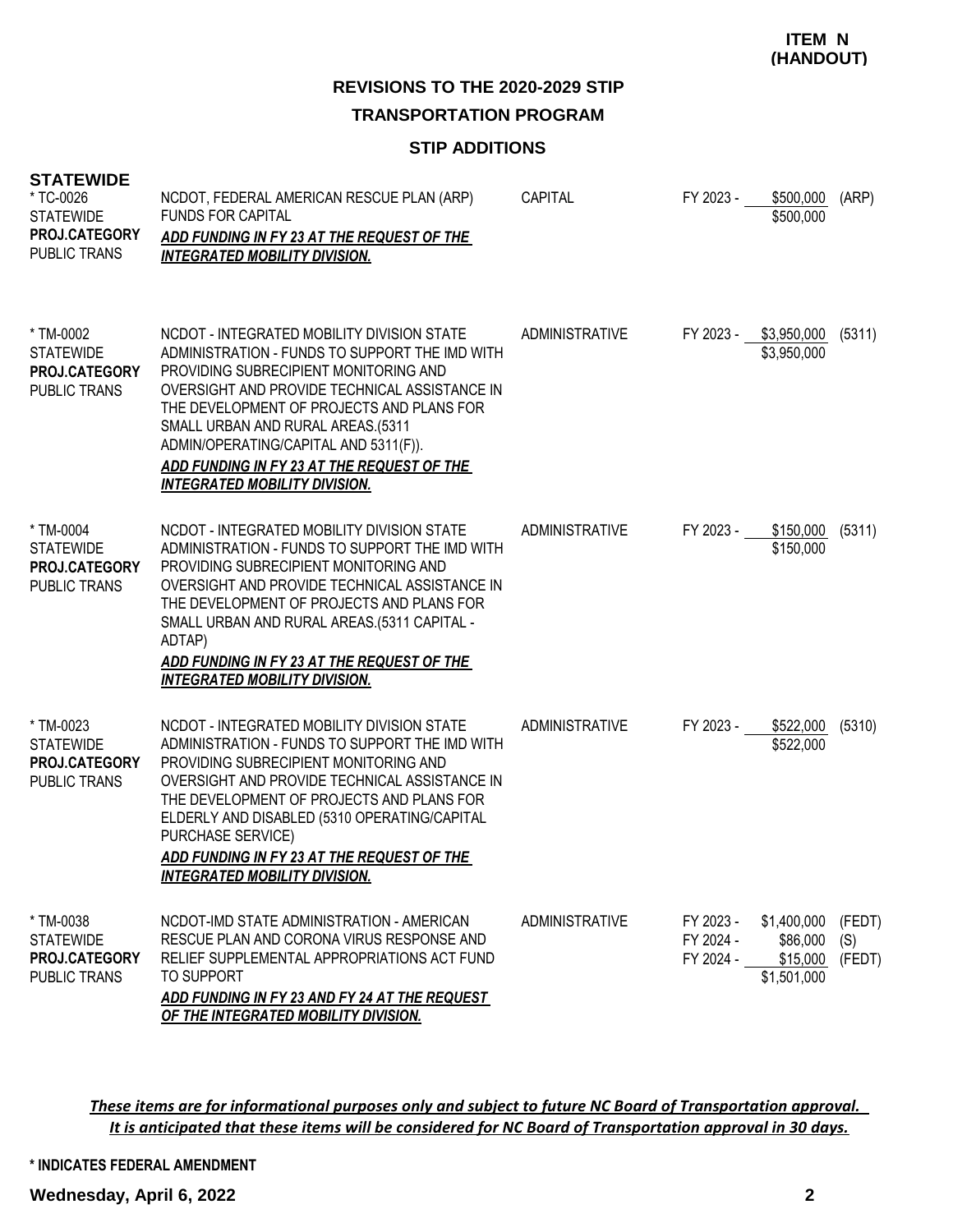**ITEM N (HANDOUT)**

## REVISIONS TO THE 2020-2029 STIP

## TRANSPORTATION PROGRAM

### STIP ADDITIONS

### STATEWIDE

| Project | Description | Work Type | Fiscal Year | Amount | Source |
|---|---|---|---|---|---|
| * TC-0026<br>STATEWIDE<br>**PROJ.CATEGORY**<br>PUBLIC TRANS | NCDOT, FEDERAL AMERICAN RESCUE PLAN (ARP) FUNDS FOR CAPITAL<br>***ADD FUNDING IN FY 23 AT THE REQUEST OF THE INTEGRATED MOBILITY DIVISION.*** | CAPITAL | FY 2023 - | $500,000 | (ARP) |
| | | | | $500,000 | |
| * TM-0002<br>STATEWIDE<br>**PROJ.CATEGORY**<br>PUBLIC TRANS | NCDOT - INTEGRATED MOBILITY DIVISION STATE ADMINISTRATION - FUNDS TO SUPPORT THE IMD WITH PROVIDING SUBRECIPIENT MONITORING AND OVERSIGHT AND PROVIDE TECHNICAL ASSISTANCE IN THE DEVELOPMENT OF PROJECTS AND PLANS FOR SMALL URBAN AND RURAL AREAS.(5311 ADMIN/OPERATING/CAPITAL AND 5311(F)).<br>***ADD FUNDING IN FY 23 AT THE REQUEST OF THE INTEGRATED MOBILITY DIVISION.*** | ADMINISTRATIVE | FY 2023 - | $3,950,000 | (5311) |
| | | | | $3,950,000 | |
| * TM-0004<br>STATEWIDE<br>**PROJ.CATEGORY**<br>PUBLIC TRANS | NCDOT - INTEGRATED MOBILITY DIVISION STATE ADMINISTRATION - FUNDS TO SUPPORT THE IMD WITH PROVIDING SUBRECIPIENT MONITORING AND OVERSIGHT AND PROVIDE TECHNICAL ASSISTANCE IN THE DEVELOPMENT OF PROJECTS AND PLANS FOR SMALL URBAN AND RURAL AREAS.(5311 CAPITAL - ADTAP)<br>***ADD FUNDING IN FY 23 AT THE REQUEST OF THE INTEGRATED MOBILITY DIVISION.*** | ADMINISTRATIVE | FY 2023 - | $150,000 | (5311) |
| | | | | $150,000 | |
| * TM-0023<br>STATEWIDE<br>**PROJ.CATEGORY**<br>PUBLIC TRANS | NCDOT - INTEGRATED MOBILITY DIVISION STATE ADMINISTRATION - FUNDS TO SUPPORT THE IMD WITH PROVIDING SUBRECIPIENT MONITORING AND OVERSIGHT AND PROVIDE TECHNICAL ASSISTANCE IN THE DEVELOPMENT OF PROJECTS AND PLANS FOR ELDERLY AND DISABLED (5310 OPERATING/CAPITAL PURCHASE SERVICE)<br>***ADD FUNDING IN FY 23 AT THE REQUEST OF THE INTEGRATED MOBILITY DIVISION.*** | ADMINISTRATIVE | FY 2023 - | $522,000 | (5310) |
| | | | | $522,000 | |
| * TM-0038<br>STATEWIDE<br>**PROJ.CATEGORY**<br>PUBLIC TRANS | NCDOT-IMD STATE ADMINISTRATION - AMERICAN RESCUE PLAN AND CORONA VIRUS RESPONSE AND RELIEF SUPPLEMENTAL APPROPRIATIONS ACT FUND TO SUPPORT<br>***ADD FUNDING IN FY 23 AND FY 24 AT THE REQUEST OF THE INTEGRATED MOBILITY DIVISION.*** | ADMINISTRATIVE | FY 2023 - | $1,400,000 | (FEDT) |
| | | | FY 2024 - | $86,000 | (S) |
| | | | FY 2024 - | $15,000 | (FEDT) |
| | | | | $1,501,000 | |

***These items are for informational purposes only and subject to future NC Board of Transportation approval. It is anticipated that these items will be considered for NC Board of Transportation approval in 30 days.***

**\* INDICATES FEDERAL AMENDMENT**

**Wednesday, April 6, 2022**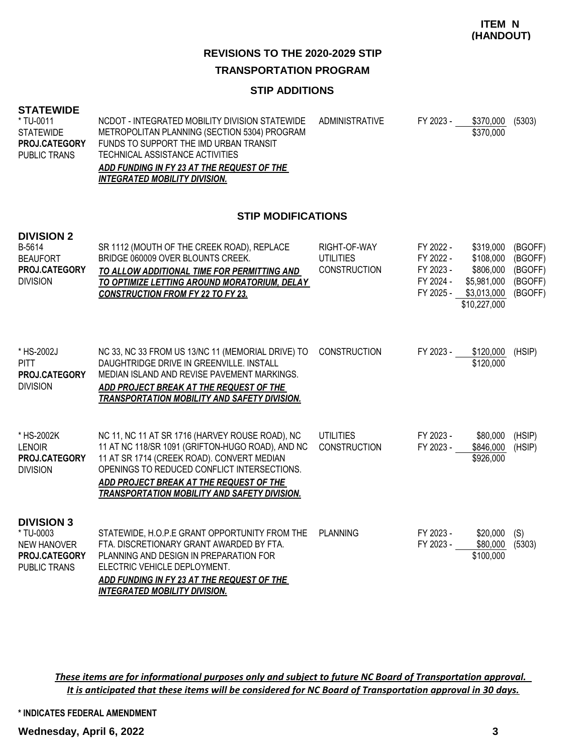**ITEM N (HANDOUT)**

## REVISIONS TO THE 2020-2029 STIP

## TRANSPORTATION PROGRAM

### STIP ADDITIONS

#### STATEWIDE

| Project | Description | Work Type | Fiscal Year | Amount | Fund |
|---|---|---|---|---|---|
| * TU-0011<br>STATEWIDE<br>**PROJ.CATEGORY**<br>PUBLIC TRANS | NCDOT - INTEGRATED MOBILITY DIVISION STATEWIDE METROPOLITAN PLANNING (SECTION 5304) PROGRAM FUNDS TO SUPPORT THE IMD URBAN TRANSIT TECHNICAL ASSISTANCE ACTIVITIES<br>***ADD FUNDING IN FY 23 AT THE REQUEST OF THE INTEGRATED MOBILITY DIVISION.*** | ADMINISTRATIVE | FY 2023 - | $370,000 | (5303) |
| | | | | $370,000 | |

### STIP MODIFICATIONS

#### DIVISION 2

| Project | Description | Work Type | Fiscal Year | Amount | Fund |
|---|---|---|---|---|---|
| B-5614<br>BEAUFORT<br>**PROJ.CATEGORY**<br>DIVISION | SR 1112 (MOUTH OF THE CREEK ROAD), REPLACE BRIDGE 060009 OVER BLOUNTS CREEK.<br>***TO ALLOW ADDITIONAL TIME FOR PERMITTING AND TO OPTIMIZE LETTING AROUND MORATORIUM, DELAY CONSTRUCTION FROM FY 22 TO FY 23.*** | RIGHT-OF-WAY | FY 2022 - | $319,000 | (BGOFF) |
| | | UTILITIES | FY 2022 - | $108,000 | (BGOFF) |
| | | CONSTRUCTION | FY 2023 - | $806,000 | (BGOFF) |
| | | | FY 2024 - | $5,981,000 | (BGOFF) |
| | | | FY 2025 - | $3,013,000 | (BGOFF) |
| | | | | $10,227,000 | |
| * HS-2002J<br>PITT<br>**PROJ.CATEGORY**<br>DIVISION | NC 33, NC 33 FROM US 13/NC 11 (MEMORIAL DRIVE) TO DAUGHTRIDGE DRIVE IN GREENVILLE. INSTALL MEDIAN ISLAND AND REVISE PAVEMENT MARKINGS.<br>***ADD PROJECT BREAK AT THE REQUEST OF THE TRANSPORTATION MOBILITY AND SAFETY DIVISION.*** | CONSTRUCTION | FY 2023 - | $120,000 | (HSIP) |
| | | | | $120,000 | |
| * HS-2002K<br>LENOIR<br>**PROJ.CATEGORY**<br>DIVISION | NC 11, NC 11 AT SR 1716 (HARVEY ROUSE ROAD), NC 11 AT NC 118/SR 1091 (GRIFTON-HUGO ROAD), AND NC 11 AT SR 1714 (CREEK ROAD). CONVERT MEDIAN OPENINGS TO REDUCED CONFLICT INTERSECTIONS.<br>***ADD PROJECT BREAK AT THE REQUEST OF THE TRANSPORTATION MOBILITY AND SAFETY DIVISION.*** | UTILITIES | FY 2023 - | $80,000 | (HSIP) |
| | | CONSTRUCTION | FY 2023 - | $846,000 | (HSIP) |
| | | | | $926,000 | |

#### DIVISION 3

| Project | Description | Work Type | Fiscal Year | Amount | Fund |
|---|---|---|---|---|---|
| * TU-0003<br>NEW HANOVER<br>**PROJ.CATEGORY**<br>PUBLIC TRANS | STATEWIDE, H.O.P.E GRANT OPPORTUNITY FROM THE FTA. DISCRETIONARY GRANT AWARDED BY FTA. PLANNING AND DESIGN IN PREPARATION FOR ELECTRIC VEHICLE DEPLOYMENT.<br>***ADD FUNDING IN FY 23 AT THE REQUEST OF THE INTEGRATED MOBILITY DIVISION.*** | PLANNING | FY 2023 - | $20,000 | (S) |
| | | | FY 2023 - | $80,000 | (5303) |
| | | | | $100,000 | |

***These items are for informational purposes only and subject to future NC Board of Transportation approval. It is anticipated that these items will be considered for NC Board of Transportation approval in 30 days.***

**\* INDICATES FEDERAL AMENDMENT**

**Wednesday, April 6, 2022**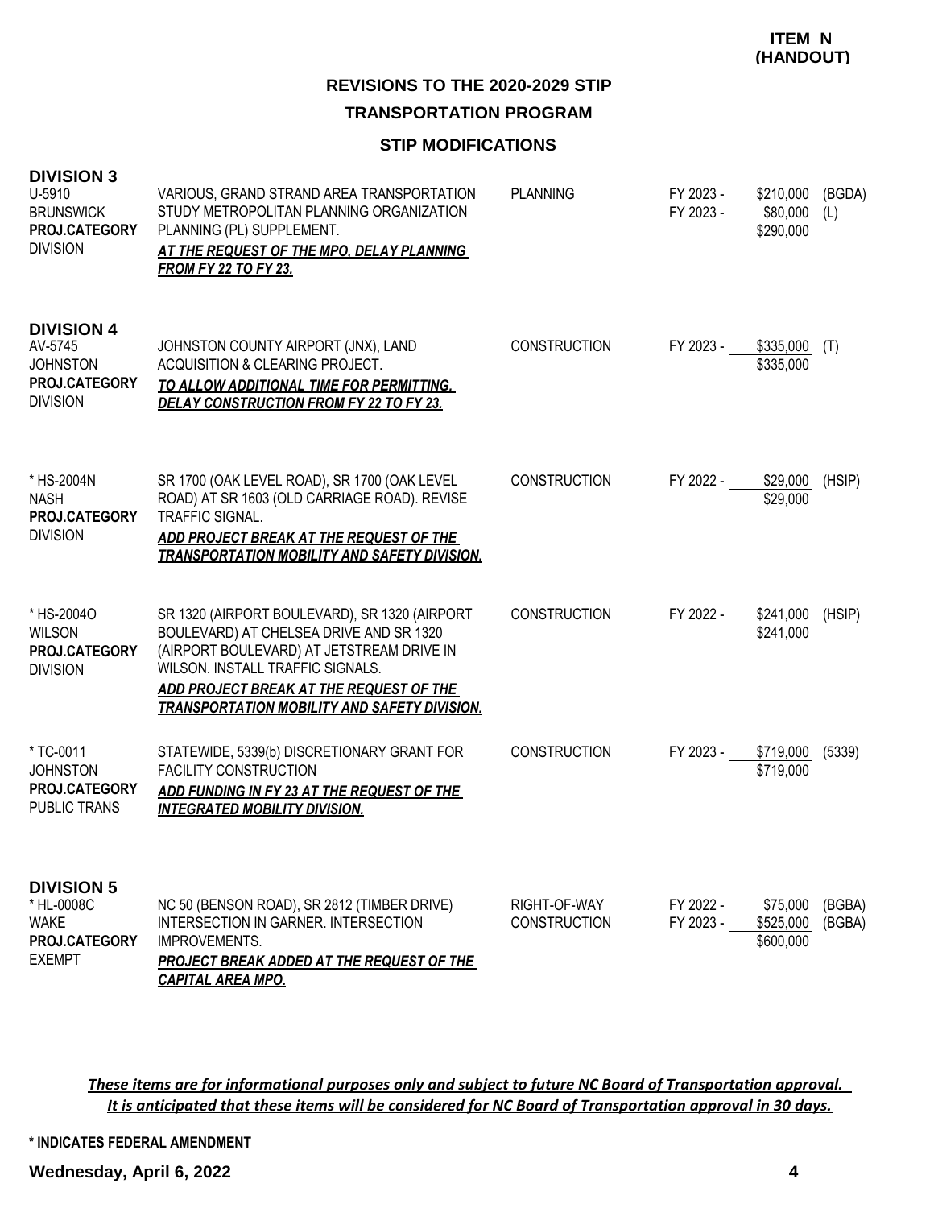**ITEM N (HANDOUT)**

## REVISIONS TO THE 2020-2029 STIP

### TRANSPORTATION PROGRAM

### STIP MODIFICATIONS

**DIVISION 3**

| Project | Description | Work Type | Fiscal Year | Amount | Fund |
|---|---|---|---|---|---|
| U-5910<br>BRUNSWICK<br>**PROJ.CATEGORY**<br>DIVISION | VARIOUS, GRAND STRAND AREA TRANSPORTATION STUDY METROPOLITAN PLANNING ORGANIZATION PLANNING (PL) SUPPLEMENT.<br>***AT THE REQUEST OF THE MPO, DELAY PLANNING FROM FY 22 TO FY 23.*** | PLANNING | FY 2023 -<br>FY 2023 - | \$210,000<br>\$80,000<br>\$290,000 | (BGDA)<br>(L) |

**DIVISION 4**

| Project | Description | Work Type | Fiscal Year | Amount | Fund |
|---|---|---|---|---|---|
| AV-5745<br>JOHNSTON<br>**PROJ.CATEGORY**<br>DIVISION | JOHNSTON COUNTY AIRPORT (JNX), LAND ACQUISITION & CLEARING PROJECT.<br>***TO ALLOW ADDITIONAL TIME FOR PERMITTING, DELAY CONSTRUCTION FROM FY 22 TO FY 23.*** | CONSTRUCTION | FY 2023 - | \$335,000<br>\$335,000 | (T) |
| * HS-2004N<br>NASH<br>**PROJ.CATEGORY**<br>DIVISION | SR 1700 (OAK LEVEL ROAD), SR 1700 (OAK LEVEL ROAD) AT SR 1603 (OLD CARRIAGE ROAD). REVISE TRAFFIC SIGNAL.<br>***ADD PROJECT BREAK AT THE REQUEST OF THE TRANSPORTATION MOBILITY AND SAFETY DIVISION.*** | CONSTRUCTION | FY 2022 - | \$29,000<br>\$29,000 | (HSIP) |
| * HS-2004O<br>WILSON<br>**PROJ.CATEGORY**<br>DIVISION | SR 1320 (AIRPORT BOULEVARD), SR 1320 (AIRPORT BOULEVARD) AT CHELSEA DRIVE AND SR 1320 (AIRPORT BOULEVARD) AT JETSTREAM DRIVE IN WILSON. INSTALL TRAFFIC SIGNALS.<br>***ADD PROJECT BREAK AT THE REQUEST OF THE TRANSPORTATION MOBILITY AND SAFETY DIVISION.*** | CONSTRUCTION | FY 2022 - | \$241,000<br>\$241,000 | (HSIP) |
| * TC-0011<br>JOHNSTON<br>**PROJ.CATEGORY**<br>PUBLIC TRANS | STATEWIDE, 5339(b) DISCRETIONARY GRANT FOR FACILITY CONSTRUCTION<br>***ADD FUNDING IN FY 23 AT THE REQUEST OF THE INTEGRATED MOBILITY DIVISION.*** | CONSTRUCTION | FY 2023 - | \$719,000<br>\$719,000 | (5339) |

**DIVISION 5**

| Project | Description | Work Type | Fiscal Year | Amount | Fund |
|---|---|---|---|---|---|
| * HL-0008C<br>WAKE<br>**PROJ.CATEGORY**<br>EXEMPT | NC 50 (BENSON ROAD), SR 2812 (TIMBER DRIVE) INTERSECTION IN GARNER. INTERSECTION IMPROVEMENTS.<br>***PROJECT BREAK ADDED AT THE REQUEST OF THE CAPITAL AREA MPO.*** | RIGHT-OF-WAY<br>CONSTRUCTION | FY 2022 -<br>FY 2023 - | \$75,000<br>\$525,000<br>\$600,000 | (BGBA)<br>(BGBA) |

***These items are for informational purposes only and subject to future NC Board of Transportation approval. It is anticipated that these items will be considered for NC Board of Transportation approval in 30 days.***

\* INDICATES FEDERAL AMENDMENT

**Wednesday, April 6, 2022**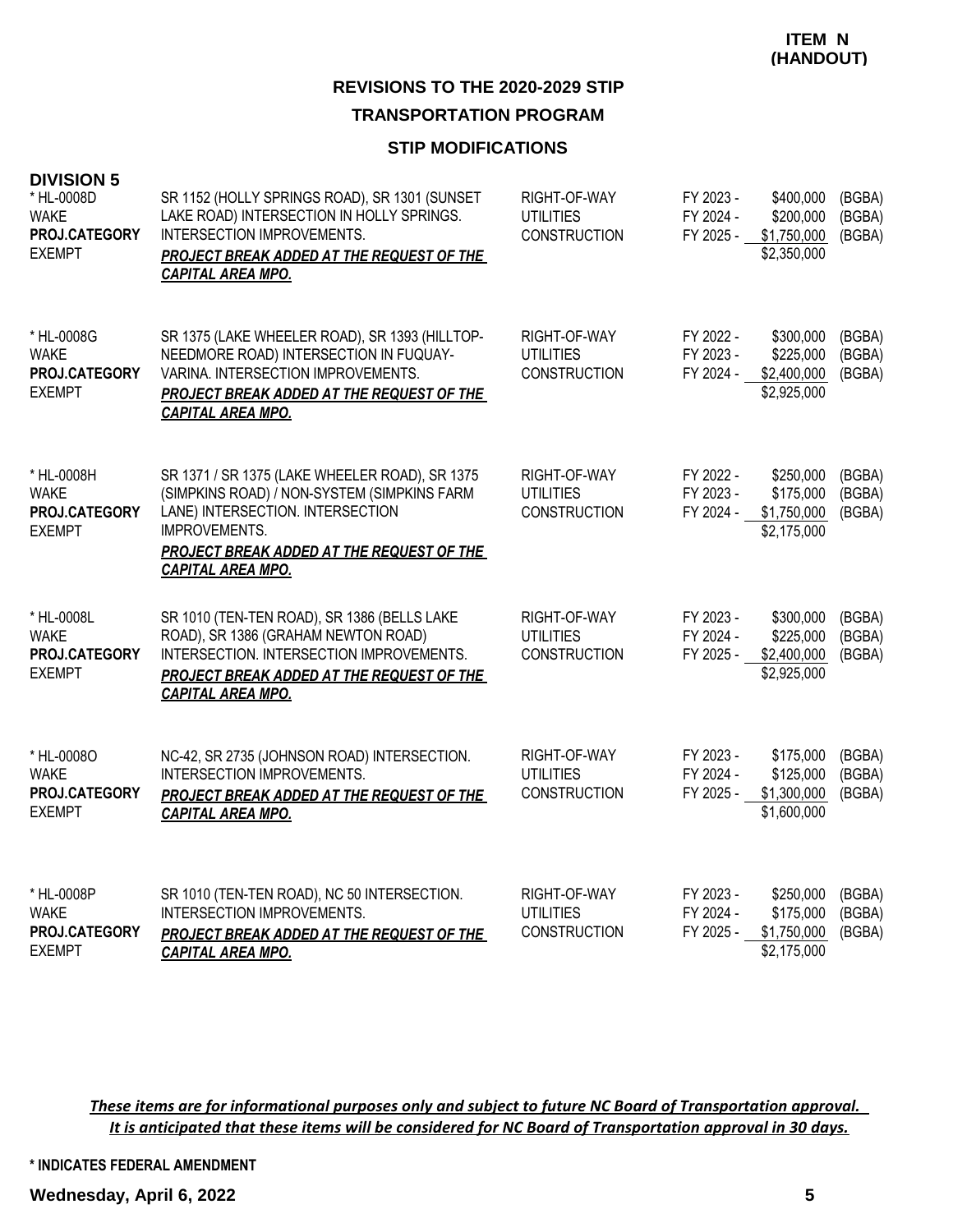**ITEM N (HANDOUT)**

## REVISIONS TO THE 2020-2029 STIP

## TRANSPORTATION PROGRAM

### STIP MODIFICATIONS

### DIVISION 5

| Project | Description | Phase | Fiscal Year | Amount | Fund |
|---|---|---|---|---|---|
| * HL-0008D<br>WAKE<br>**PROJ.CATEGORY**<br>EXEMPT | SR 1152 (HOLLY SPRINGS ROAD), SR 1301 (SUNSET LAKE ROAD) INTERSECTION IN HOLLY SPRINGS. INTERSECTION IMPROVEMENTS.<br>***PROJECT BREAK ADDED AT THE REQUEST OF THE CAPITAL AREA MPO.*** | RIGHT-OF-WAY<br>UTILITIES<br>CONSTRUCTION | FY 2023 -<br>FY 2024 -<br>FY 2025 - | \$400,000<br>\$200,000<br>\$1,750,000<br>\$2,350,000 | (BGBA)<br>(BGBA)<br>(BGBA) |
| * HL-0008G<br>WAKE<br>**PROJ.CATEGORY**<br>EXEMPT | SR 1375 (LAKE WHEELER ROAD), SR 1393 (HILLTOP-NEEDMORE ROAD) INTERSECTION IN FUQUAY-VARINA. INTERSECTION IMPROVEMENTS.<br>***PROJECT BREAK ADDED AT THE REQUEST OF THE CAPITAL AREA MPO.*** | RIGHT-OF-WAY<br>UTILITIES<br>CONSTRUCTION | FY 2022 -<br>FY 2023 -<br>FY 2024 - | \$300,000<br>\$225,000<br>\$2,400,000<br>\$2,925,000 | (BGBA)<br>(BGBA)<br>(BGBA) |
| * HL-0008H<br>WAKE<br>**PROJ.CATEGORY**<br>EXEMPT | SR 1371 / SR 1375 (LAKE WHEELER ROAD), SR 1375 (SIMPKINS ROAD) / NON-SYSTEM (SIMPKINS FARM LANE) INTERSECTION. INTERSECTION IMPROVEMENTS.<br>***PROJECT BREAK ADDED AT THE REQUEST OF THE CAPITAL AREA MPO.*** | RIGHT-OF-WAY<br>UTILITIES<br>CONSTRUCTION | FY 2022 -<br>FY 2023 -<br>FY 2024 - | \$250,000<br>\$175,000<br>\$1,750,000<br>\$2,175,000 | (BGBA)<br>(BGBA)<br>(BGBA) |
| * HL-0008L<br>WAKE<br>**PROJ.CATEGORY**<br>EXEMPT | SR 1010 (TEN-TEN ROAD), SR 1386 (BELLS LAKE ROAD), SR 1386 (GRAHAM NEWTON ROAD) INTERSECTION. INTERSECTION IMPROVEMENTS.<br>***PROJECT BREAK ADDED AT THE REQUEST OF THE CAPITAL AREA MPO.*** | RIGHT-OF-WAY<br>UTILITIES<br>CONSTRUCTION | FY 2023 -<br>FY 2024 -<br>FY 2025 - | \$300,000<br>\$225,000<br>\$2,400,000<br>\$2,925,000 | (BGBA)<br>(BGBA)<br>(BGBA) |
| * HL-0008O<br>WAKE<br>**PROJ.CATEGORY**<br>EXEMPT | NC-42, SR 2735 (JOHNSON ROAD) INTERSECTION. INTERSECTION IMPROVEMENTS.<br>***PROJECT BREAK ADDED AT THE REQUEST OF THE CAPITAL AREA MPO.*** | RIGHT-OF-WAY<br>UTILITIES<br>CONSTRUCTION | FY 2023 -<br>FY 2024 -<br>FY 2025 - | \$175,000<br>\$125,000<br>\$1,300,000<br>\$1,600,000 | (BGBA)<br>(BGBA)<br>(BGBA) |
| * HL-0008P<br>WAKE<br>**PROJ.CATEGORY**<br>EXEMPT | SR 1010 (TEN-TEN ROAD), NC 50 INTERSECTION. INTERSECTION IMPROVEMENTS.<br>***PROJECT BREAK ADDED AT THE REQUEST OF THE CAPITAL AREA MPO.*** | RIGHT-OF-WAY<br>UTILITIES<br>CONSTRUCTION | FY 2023 -<br>FY 2024 -<br>FY 2025 - | \$250,000<br>\$175,000<br>\$1,750,000<br>\$2,175,000 | (BGBA)<br>(BGBA)<br>(BGBA) |

***These items are for informational purposes only and subject to future NC Board of Transportation approval. It is anticipated that these items will be considered for NC Board of Transportation approval in 30 days.***

**\* INDICATES FEDERAL AMENDMENT**

**Wednesday, April 6, 2022**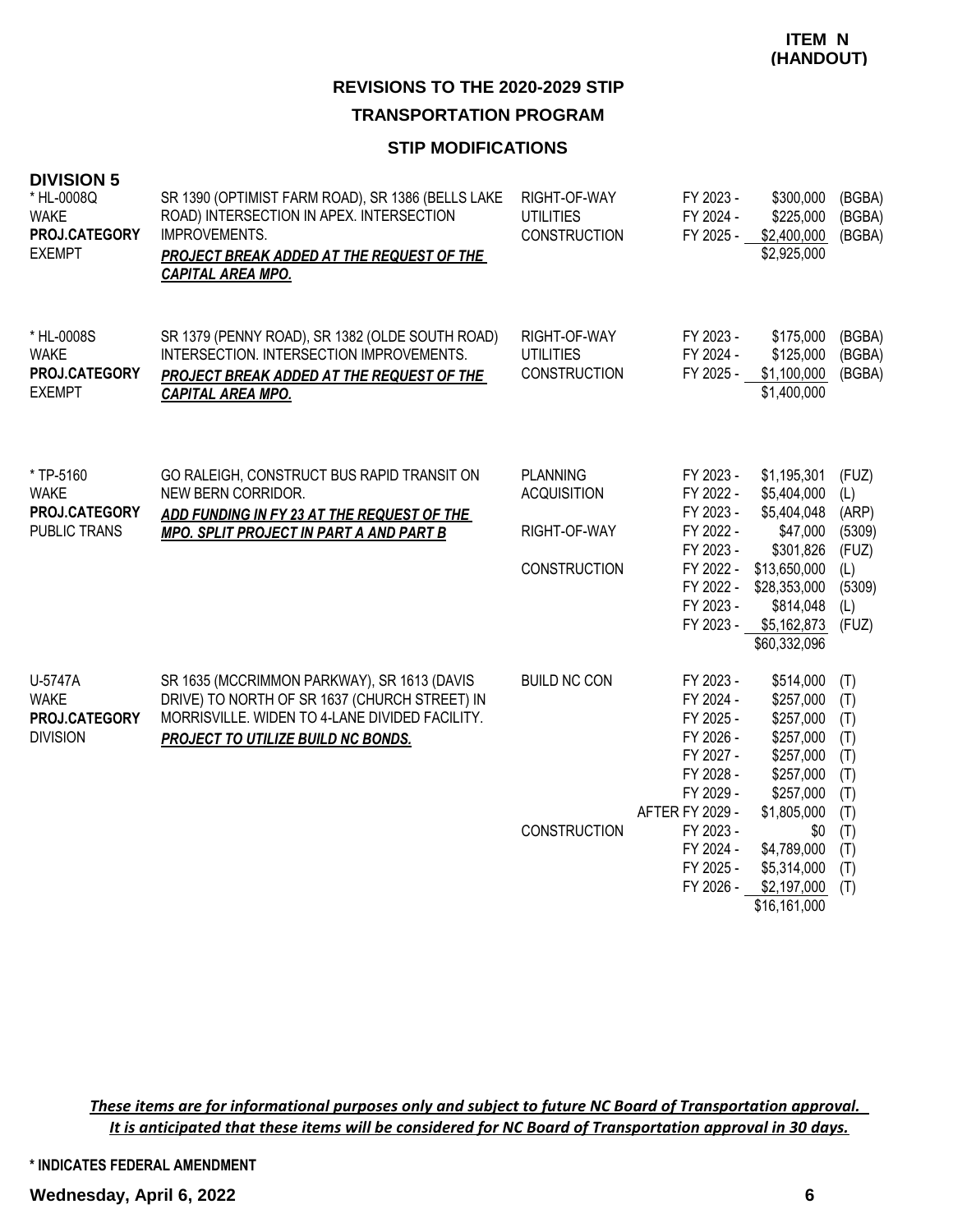**ITEM N (HANDOUT)**

## REVISIONS TO THE 2020-2029 STIP

## TRANSPORTATION PROGRAM

### STIP MODIFICATIONS

**DIVISION 5**

| Project | Description | Work Type | Fiscal Year | Amount | Fund |
|---|---|---|---|---|---|
| * HL-0008Q<br>WAKE<br>**PROJ.CATEGORY**<br>EXEMPT | SR 1390 (OPTIMIST FARM ROAD), SR 1386 (BELLS LAKE ROAD) INTERSECTION IN APEX. INTERSECTION IMPROVEMENTS.<br>***PROJECT BREAK ADDED AT THE REQUEST OF THE CAPITAL AREA MPO.*** | RIGHT-OF-WAY | FY 2023 - | $300,000 | (BGBA) |
| | | UTILITIES | FY 2024 - | $225,000 | (BGBA) |
| | | CONSTRUCTION | FY 2025 - | $2,400,000 | (BGBA) |
| | | | | $2,925,000 | |
| * HL-0008S<br>WAKE<br>**PROJ.CATEGORY**<br>EXEMPT | SR 1379 (PENNY ROAD), SR 1382 (OLDE SOUTH ROAD) INTERSECTION. INTERSECTION IMPROVEMENTS.<br>***PROJECT BREAK ADDED AT THE REQUEST OF THE CAPITAL AREA MPO.*** | RIGHT-OF-WAY | FY 2023 - | $175,000 | (BGBA) |
| | | UTILITIES | FY 2024 - | $125,000 | (BGBA) |
| | | CONSTRUCTION | FY 2025 - | $1,100,000 | (BGBA) |
| | | | | $1,400,000 | |
| * TP-5160<br>WAKE<br>**PROJ.CATEGORY**<br>PUBLIC TRANS | GO RALEIGH, CONSTRUCT BUS RAPID TRANSIT ON NEW BERN CORRIDOR.<br>***ADD FUNDING IN FY 23 AT THE REQUEST OF THE MPO. SPLIT PROJECT IN PART A AND PART B*** | PLANNING | FY 2023 - | $1,195,301 | (FUZ) |
| | | ACQUISITION | FY 2022 - | $5,404,000 | (L) |
| | | | FY 2023 - | $5,404,048 | (ARP) |
| | | RIGHT-OF-WAY | FY 2022 - | $47,000 | (5309) |
| | | | FY 2023 - | $301,826 | (FUZ) |
| | | CONSTRUCTION | FY 2022 - | $13,650,000 | (L) |
| | | | FY 2022 - | $28,353,000 | (5309) |
| | | | FY 2023 - | $814,048 | (L) |
| | | | FY 2023 - | $5,162,873 | (FUZ) |
| | | | | $60,332,096 | |
| U-5747A<br>WAKE<br>**PROJ.CATEGORY**<br>DIVISION | SR 1635 (MCCRIMMON PARKWAY), SR 1613 (DAVIS DRIVE) TO NORTH OF SR 1637 (CHURCH STREET) IN MORRISVILLE. WIDEN TO 4-LANE DIVIDED FACILITY.<br>***PROJECT TO UTILIZE BUILD NC BONDS.*** | BUILD NC CON | FY 2023 - | $514,000 | (T) |
| | | | FY 2024 - | $257,000 | (T) |
| | | | FY 2025 - | $257,000 | (T) |
| | | | FY 2026 - | $257,000 | (T) |
| | | | FY 2027 - | $257,000 | (T) |
| | | | FY 2028 - | $257,000 | (T) |
| | | | FY 2029 - | $257,000 | (T) |
| | | | AFTER FY 2029 - | $1,805,000 | (T) |
| | | CONSTRUCTION | FY 2023 - | $0 | (T) |
| | | | FY 2024 - | $4,789,000 | (T) |
| | | | FY 2025 - | $5,314,000 | (T) |
| | | | FY 2026 - | $2,197,000 | (T) |
| | | | | $16,161,000 | |

***These items are for informational purposes only and subject to future NC Board of Transportation approval. It is anticipated that these items will be considered for NC Board of Transportation approval in 30 days.***

**\* INDICATES FEDERAL AMENDMENT**

**Wednesday, April 6, 2022**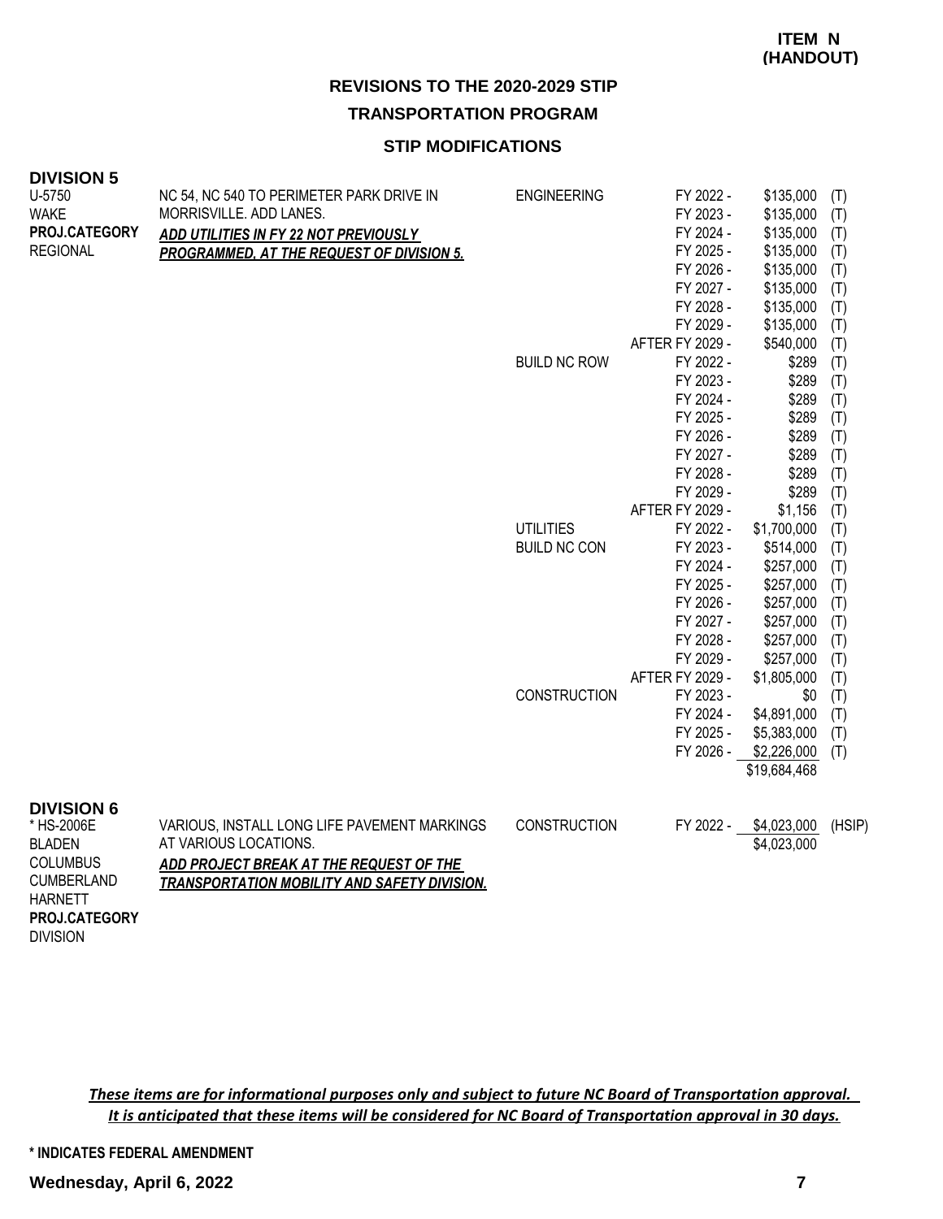**ITEM N (HANDOUT)**

## REVISIONS TO THE 2020-2029 STIP

## TRANSPORTATION PROGRAM

### STIP MODIFICATIONS

### DIVISION 5

| Project | Description | Phase | Year | Amount | Fund |
|---|---|---|---|---|---|
| U-5750<br>WAKE<br>**PROJ.CATEGORY**<br>REGIONAL | NC 54, NC 540 TO PERIMETER PARK DRIVE IN MORRISVILLE. ADD LANES.<br>***ADD UTILITIES IN FY 22 NOT PREVIOUSLY PROGRAMMED, AT THE REQUEST OF DIVISION 5.*** | ENGINEERING | FY 2022 - | $135,000 | (T) |
| | | | FY 2023 - | $135,000 | (T) |
| | | | FY 2024 - | $135,000 | (T) |
| | | | FY 2025 - | $135,000 | (T) |
| | | | FY 2026 - | $135,000 | (T) |
| | | | FY 2027 - | $135,000 | (T) |
| | | | FY 2028 - | $135,000 | (T) |
| | | | FY 2029 - | $135,000 | (T) |
| | | | AFTER FY 2029 - | $540,000 | (T) |
| | | BUILD NC ROW | FY 2022 - | $289 | (T) |
| | | | FY 2023 - | $289 | (T) |
| | | | FY 2024 - | $289 | (T) |
| | | | FY 2025 - | $289 | (T) |
| | | | FY 2026 - | $289 | (T) |
| | | | FY 2027 - | $289 | (T) |
| | | | FY 2028 - | $289 | (T) |
| | | | FY 2029 - | $289 | (T) |
| | | | AFTER FY 2029 - | $1,156 | (T) |
| | | UTILITIES | FY 2022 - | $1,700,000 | (T) |
| | | BUILD NC CON | FY 2023 - | $514,000 | (T) |
| | | | FY 2024 - | $257,000 | (T) |
| | | | FY 2025 - | $257,000 | (T) |
| | | | FY 2026 - | $257,000 | (T) |
| | | | FY 2027 - | $257,000 | (T) |
| | | | FY 2028 - | $257,000 | (T) |
| | | | FY 2029 - | $257,000 | (T) |
| | | | AFTER FY 2029 - | $1,805,000 | (T) |
| | | CONSTRUCTION | FY 2023 - | $0 | (T) |
| | | | FY 2024 - | $4,891,000 | (T) |
| | | | FY 2025 - | $5,383,000 | (T) |
| | | | FY 2026 - | $2,226,000 | (T) |
| | | | | $19,684,468 | |

### DIVISION 6

| Project | Description | Phase | Year | Amount | Fund |
|---|---|---|---|---|---|
| * HS-2006E<br>BLADEN<br>COLUMBUS<br>CUMBERLAND<br>HARNETT<br>**PROJ.CATEGORY**<br>DIVISION | VARIOUS, INSTALL LONG LIFE PAVEMENT MARKINGS AT VARIOUS LOCATIONS.<br>***ADD PROJECT BREAK AT THE REQUEST OF THE TRANSPORTATION MOBILITY AND SAFETY DIVISION.*** | CONSTRUCTION | FY 2022 - | $4,023,000 | (HSIP) |
| | | | | $4,023,000 | |

***These items are for informational purposes only and subject to future NC Board of Transportation approval. It is anticipated that these items will be considered for NC Board of Transportation approval in 30 days.***

**\* INDICATES FEDERAL AMENDMENT**

**Wednesday, April 6, 2022**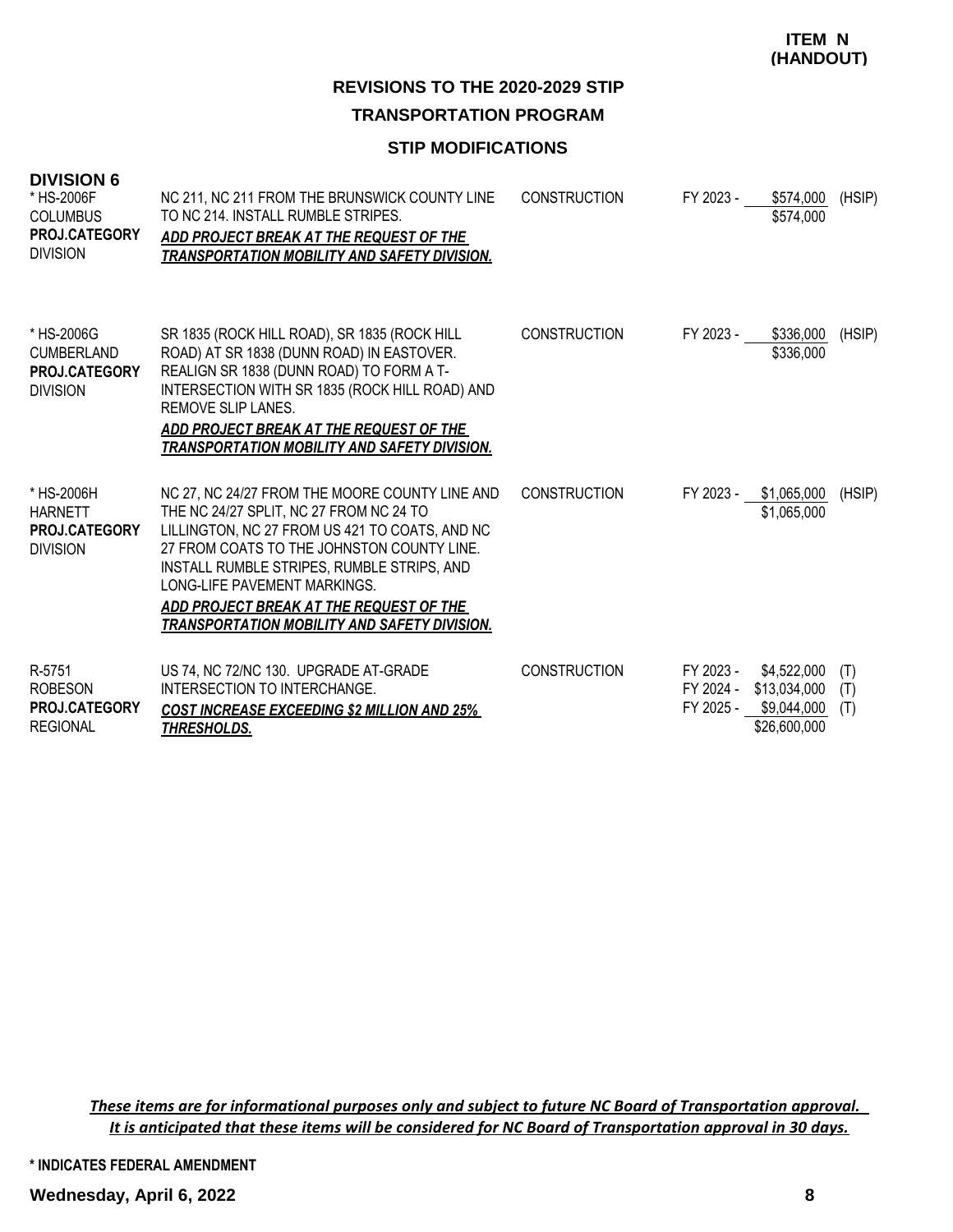**ITEM N (HANDOUT)**

## REVISIONS TO THE 2020-2029 STIP

## TRANSPORTATION PROGRAM

### STIP MODIFICATIONS

**DIVISION 6**

| Project | Description | Work Type | Fiscal Year | Amount | Fund |
|---|---|---|---|---|---|
| * HS-2006F<br>COLUMBUS<br>**PROJ.CATEGORY**<br>DIVISION | NC 211, NC 211 FROM THE BRUNSWICK COUNTY LINE TO NC 214. INSTALL RUMBLE STRIPES.<br>***ADD PROJECT BREAK AT THE REQUEST OF THE TRANSPORTATION MOBILITY AND SAFETY DIVISION.*** | CONSTRUCTION | FY 2023 - | $574,000 | (HSIP) |
| | | | | $574,000 | |
| * HS-2006G<br>CUMBERLAND<br>**PROJ.CATEGORY**<br>DIVISION | SR 1835 (ROCK HILL ROAD), SR 1835 (ROCK HILL ROAD) AT SR 1838 (DUNN ROAD) IN EASTOVER. REALIGN SR 1838 (DUNN ROAD) TO FORM A T-INTERSECTION WITH SR 1835 (ROCK HILL ROAD) AND REMOVE SLIP LANES.<br>***ADD PROJECT BREAK AT THE REQUEST OF THE TRANSPORTATION MOBILITY AND SAFETY DIVISION.*** | CONSTRUCTION | FY 2023 - | $336,000 | (HSIP) |
| | | | | $336,000 | |
| * HS-2006H<br>HARNETT<br>**PROJ.CATEGORY**<br>DIVISION | NC 27, NC 24/27 FROM THE MOORE COUNTY LINE AND THE NC 24/27 SPLIT, NC 27 FROM NC 24 TO LILLINGTON, NC 27 FROM US 421 TO COATS, AND NC 27 FROM COATS TO THE JOHNSTON COUNTY LINE. INSTALL RUMBLE STRIPES, RUMBLE STRIPS, AND LONG-LIFE PAVEMENT MARKINGS.<br>***ADD PROJECT BREAK AT THE REQUEST OF THE TRANSPORTATION MOBILITY AND SAFETY DIVISION.*** | CONSTRUCTION | FY 2023 - | $1,065,000 | (HSIP) |
| | | | | $1,065,000 | |
| R-5751<br>ROBESON<br>**PROJ.CATEGORY**<br>REGIONAL | US 74, NC 72/NC 130. UPGRADE AT-GRADE INTERSECTION TO INTERCHANGE.<br>***COST INCREASE EXCEEDING $2 MILLION AND 25% THRESHOLDS.*** | CONSTRUCTION | FY 2023 - | $4,522,000 | (T) |
| | | | FY 2024 - | $13,034,000 | (T) |
| | | | FY 2025 - | $9,044,000 | (T) |
| | | | | $26,600,000 | |

*These items are for informational purposes only and subject to future NC Board of Transportation approval. It is anticipated that these items will be considered for NC Board of Transportation approval in 30 days.*

\* INDICATES FEDERAL AMENDMENT

**Wednesday, April 6, 2022**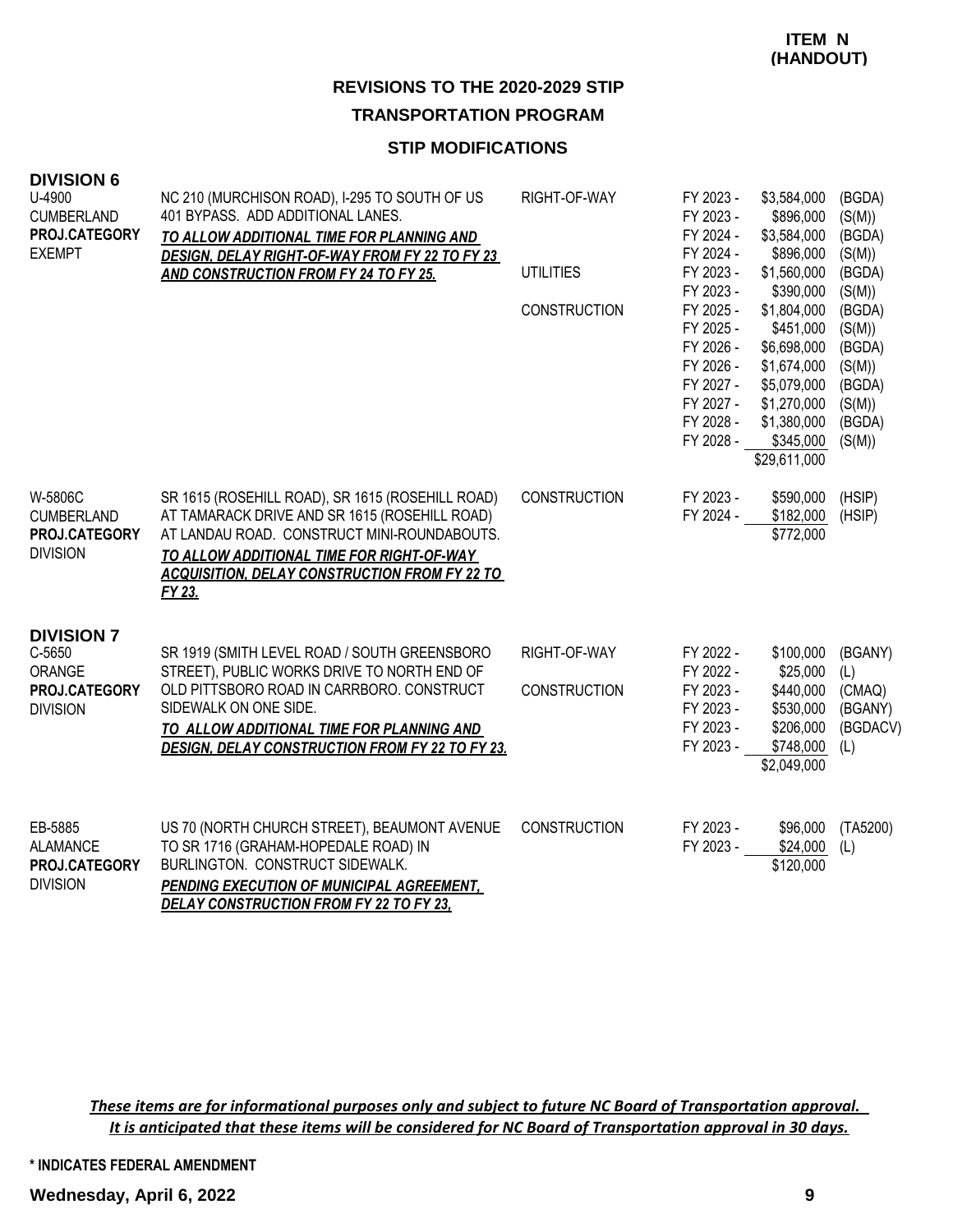**ITEM N (HANDOUT)**

## REVISIONS TO THE 2020-2029 STIP

## TRANSPORTATION PROGRAM

### STIP MODIFICATIONS

### DIVISION 6

| Project | Description | Phase | Year | Amount | Source |
|---|---|---|---|---|---|
| U-4900<br>CUMBERLAND<br>**PROJ.CATEGORY**<br>EXEMPT | NC 210 (MURCHISON ROAD), I-295 TO SOUTH OF US 401 BYPASS. ADD ADDITIONAL LANES.<br>***TO ALLOW ADDITIONAL TIME FOR PLANNING AND DESIGN, DELAY RIGHT-OF-WAY FROM FY 22 TO FY 23 AND CONSTRUCTION FROM FY 24 TO FY 25.*** | RIGHT-OF-WAY | FY 2023 - | $3,584,000 | (BGDA) |
| | | | FY 2023 - | $896,000 | (S(M)) |
| | | | FY 2024 - | $3,584,000 | (BGDA) |
| | | | FY 2024 - | $896,000 | (S(M)) |
| | | UTILITIES | FY 2023 - | $1,560,000 | (BGDA) |
| | | | FY 2023 - | $390,000 | (S(M)) |
| | | CONSTRUCTION | FY 2025 - | $1,804,000 | (BGDA) |
| | | | FY 2025 - | $451,000 | (S(M)) |
| | | | FY 2026 - | $6,698,000 | (BGDA) |
| | | | FY 2026 - | $1,674,000 | (S(M)) |
| | | | FY 2027 - | $5,079,000 | (BGDA) |
| | | | FY 2027 - | $1,270,000 | (S(M)) |
| | | | FY 2028 - | $1,380,000 | (BGDA) |
| | | | FY 2028 - | $345,000 | (S(M)) |
| | | | | $29,611,000 | |
| W-5806C<br>CUMBERLAND<br>**PROJ.CATEGORY**<br>DIVISION | SR 1615 (ROSEHILL ROAD), SR 1615 (ROSEHILL ROAD) AT TAMARACK DRIVE AND SR 1615 (ROSEHILL ROAD) AT LANDAU ROAD. CONSTRUCT MINI-ROUNDABOUTS.<br>***TO ALLOW ADDITIONAL TIME FOR RIGHT-OF-WAY ACQUISITION, DELAY CONSTRUCTION FROM FY 22 TO FY 23.*** | CONSTRUCTION | FY 2023 - | $590,000 | (HSIP) |
| | | | FY 2024 - | $182,000 | (HSIP) |
| | | | | $772,000 | |

### DIVISION 7

| Project | Description | Phase | Year | Amount | Source |
|---|---|---|---|---|---|
| C-5650<br>ORANGE<br>**PROJ.CATEGORY**<br>DIVISION | SR 1919 (SMITH LEVEL ROAD / SOUTH GREENSBORO STREET), PUBLIC WORKS DRIVE TO NORTH END OF OLD PITTSBORO ROAD IN CARRBORO. CONSTRUCT SIDEWALK ON ONE SIDE.<br>***TO ALLOW ADDITIONAL TIME FOR PLANNING AND DESIGN, DELAY CONSTRUCTION FROM FY 22 TO FY 23.*** | RIGHT-OF-WAY | FY 2022 - | $100,000 | (BGANY) |
| | | | FY 2022 - | $25,000 | (L) |
| | | CONSTRUCTION | FY 2023 - | $440,000 | (CMAQ) |
| | | | FY 2023 - | $530,000 | (BGANY) |
| | | | FY 2023 - | $206,000 | (BGDACV) |
| | | | FY 2023 - | $748,000 | (L) |
| | | | | $2,049,000 | |
| EB-5885<br>ALAMANCE<br>**PROJ.CATEGORY**<br>DIVISION | US 70 (NORTH CHURCH STREET), BEAUMONT AVENUE TO SR 1716 (GRAHAM-HOPEDALE ROAD) IN BURLINGTON. CONSTRUCT SIDEWALK.<br>***PENDING EXECUTION OF MUNICIPAL AGREEMENT, DELAY CONSTRUCTION FROM FY 22 TO FY 23.*** | CONSTRUCTION | FY 2023 - | $96,000 | (TA5200) |
| | | | FY 2023 - | $24,000 | (L) |
| | | | | $120,000 | |

*These items are for informational purposes only and subject to future NC Board of Transportation approval. It is anticipated that these items will be considered for NC Board of Transportation approval in 30 days.*

**\* INDICATES FEDERAL AMENDMENT**

**Wednesday, April 6, 2022**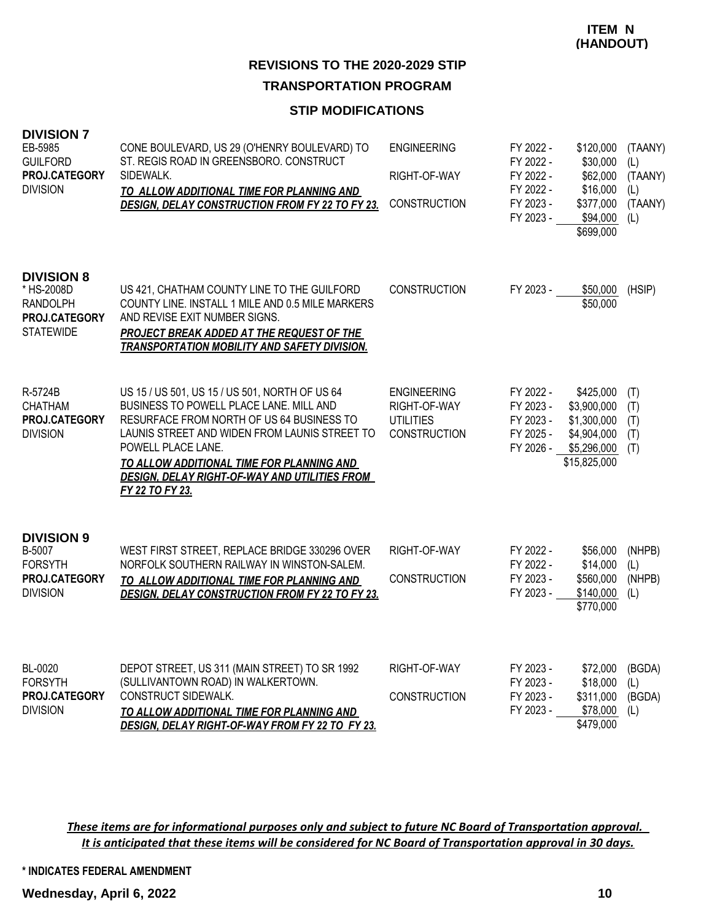**ITEM N (HANDOUT)**

## REVISIONS TO THE 2020-2029 STIP

## TRANSPORTATION PROGRAM

### STIP MODIFICATIONS

### DIVISION 7

| Project | Description | Work Type | Fiscal Year | Amount | Funding |
|---|---|---|---|---|---|
| EB-5985<br>GUILFORD<br>PROJ.CATEGORY<br>DIVISION | CONE BOULEVARD, US 29 (O'HENRY BOULEVARD) TO ST. REGIS ROAD IN GREENSBORO. CONSTRUCT SIDEWALK.<br>***TO ALLOW ADDITIONAL TIME FOR PLANNING AND DESIGN, DELAY CONSTRUCTION FROM FY 22 TO FY 23.*** | ENGINEERING | FY 2022 - | $120,000 | (TAANY) |
| | | | FY 2022 - | $30,000 | (L) |
| | | RIGHT-OF-WAY | FY 2022 - | $62,000 | (TAANY) |
| | | | FY 2022 - | $16,000 | (L) |
| | | CONSTRUCTION | FY 2023 - | $377,000 | (TAANY) |
| | | | FY 2023 - | $94,000 | (L) |
| | | | | $699,000 | |

### DIVISION 8

| Project | Description | Work Type | Fiscal Year | Amount | Funding |
|---|---|---|---|---|---|
| * HS-2008D<br>RANDOLPH<br>PROJ.CATEGORY<br>STATEWIDE | US 421, CHATHAM COUNTY LINE TO THE GUILFORD COUNTY LINE. INSTALL 1 MILE AND 0.5 MILE MARKERS AND REVISE EXIT NUMBER SIGNS.<br>***PROJECT BREAK ADDED AT THE REQUEST OF THE TRANSPORTATION MOBILITY AND SAFETY DIVISION.*** | CONSTRUCTION | FY 2023 - | $50,000 | (HSIP) |
| | | | | $50,000 | |
| R-5724B<br>CHATHAM<br>PROJ.CATEGORY<br>DIVISION | US 15 / US 501, US 15 / US 501, NORTH OF US 64 BUSINESS TO POWELL PLACE LANE. MILL AND RESURFACE FROM NORTH OF US 64 BUSINESS TO LAUNIS STREET AND WIDEN FROM LAUNIS STREET TO POWELL PLACE LANE.<br>***TO ALLOW ADDITIONAL TIME FOR PLANNING AND DESIGN, DELAY RIGHT-OF-WAY AND UTILITIES FROM FY 22 TO FY 23.*** | ENGINEERING | FY 2022 - | $425,000 | (T) |
| | | RIGHT-OF-WAY | FY 2023 - | $3,900,000 | (T) |
| | | UTILITIES | FY 2023 - | $1,300,000 | (T) |
| | | CONSTRUCTION | FY 2025 - | $4,904,000 | (T) |
| | | | FY 2026 - | $5,296,000 | (T) |
| | | | | $15,825,000 | |

### DIVISION 9

| Project | Description | Work Type | Fiscal Year | Amount | Funding |
|---|---|---|---|---|---|
| B-5007<br>FORSYTH<br>PROJ.CATEGORY<br>DIVISION | WEST FIRST STREET, REPLACE BRIDGE 330296 OVER NORFOLK SOUTHERN RAILWAY IN WINSTON-SALEM.<br>***TO ALLOW ADDITIONAL TIME FOR PLANNING AND DESIGN, DELAY CONSTRUCTION FROM FY 22 TO FY 23.*** | RIGHT-OF-WAY | FY 2022 - | $56,000 | (NHPB) |
| | | | FY 2022 - | $14,000 | (L) |
| | | CONSTRUCTION | FY 2023 - | $560,000 | (NHPB) |
| | | | FY 2023 - | $140,000 | (L) |
| | | | | $770,000 | |
| BL-0020<br>FORSYTH<br>PROJ.CATEGORY<br>DIVISION | DEPOT STREET, US 311 (MAIN STREET) TO SR 1992 (SULLIVANTOWN ROAD) IN WALKERTOWN. CONSTRUCT SIDEWALK.<br>***TO ALLOW ADDITIONAL TIME FOR PLANNING AND DESIGN, DELAY RIGHT-OF-WAY FROM FY 22 TO FY 23.*** | RIGHT-OF-WAY | FY 2023 - | $72,000 | (BGDA) |
| | | | FY 2023 - | $18,000 | (L) |
| | | CONSTRUCTION | FY 2023 - | $311,000 | (BGDA) |
| | | | FY 2023 - | $78,000 | (L) |
| | | | | $479,000 | |

***These items are for informational purposes only and subject to future NC Board of Transportation approval. It is anticipated that these items will be considered for NC Board of Transportation approval in 30 days.***

\* INDICATES FEDERAL AMENDMENT

**Wednesday, April 6, 2022**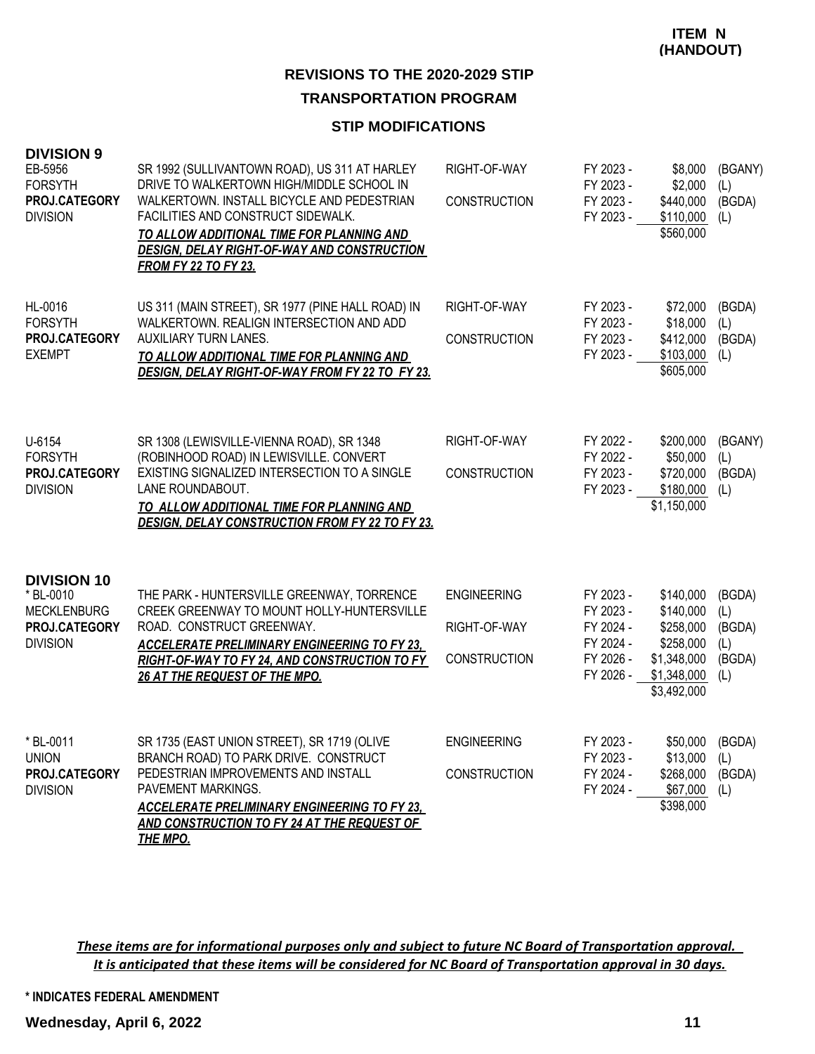**ITEM N (HANDOUT)**

## REVISIONS TO THE 2020-2029 STIP

## TRANSPORTATION PROGRAM

### STIP MODIFICATIONS

### DIVISION 9

| Project | Description | Phase | Fiscal Year | Amount | Source |
|---|---|---|---|---|---|
| EB-5956<br>FORSYTH<br>**PROJ.CATEGORY**<br>DIVISION | SR 1992 (SULLIVANTOWN ROAD), US 311 AT HARLEY DRIVE TO WALKERTOWN HIGH/MIDDLE SCHOOL IN WALKERTOWN. INSTALL BICYCLE AND PEDESTRIAN FACILITIES AND CONSTRUCT SIDEWALK.<br>***TO ALLOW ADDITIONAL TIME FOR PLANNING AND DESIGN, DELAY RIGHT-OF-WAY AND CONSTRUCTION FROM FY 22 TO FY 23.*** | RIGHT-OF-WAY | FY 2023 - | $8,000 | (BGANY) |
| | | | FY 2023 - | $2,000 | (L) |
| | | CONSTRUCTION | FY 2023 - | $440,000 | (BGDA) |
| | | | FY 2023 - | $110,000 | (L) |
| | | | | $560,000 | |
| HL-0016<br>FORSYTH<br>**PROJ.CATEGORY**<br>EXEMPT | US 311 (MAIN STREET), SR 1977 (PINE HALL ROAD) IN WALKERTOWN. REALIGN INTERSECTION AND ADD AUXILIARY TURN LANES.<br>***TO ALLOW ADDITIONAL TIME FOR PLANNING AND DESIGN, DELAY RIGHT-OF-WAY FROM FY 22 TO FY 23.*** | RIGHT-OF-WAY | FY 2023 - | $72,000 | (BGDA) |
| | | | FY 2023 - | $18,000 | (L) |
| | | CONSTRUCTION | FY 2023 - | $412,000 | (BGDA) |
| | | | FY 2023 - | $103,000 | (L) |
| | | | | $605,000 | |
| U-6154<br>FORSYTH<br>**PROJ.CATEGORY**<br>DIVISION | SR 1308 (LEWISVILLE-VIENNA ROAD), SR 1348 (ROBINHOOD ROAD) IN LEWISVILLE. CONVERT EXISTING SIGNALIZED INTERSECTION TO A SINGLE LANE ROUNDABOUT.<br>***TO ALLOW ADDITIONAL TIME FOR PLANNING AND DESIGN, DELAY CONSTRUCTION FROM FY 22 TO FY 23.*** | RIGHT-OF-WAY | FY 2022 - | $200,000 | (BGANY) |
| | | | FY 2022 - | $50,000 | (L) |
| | | CONSTRUCTION | FY 2023 - | $720,000 | (BGDA) |
| | | | FY 2023 - | $180,000 | (L) |
| | | | | $1,150,000 | |

### DIVISION 10

| Project | Description | Phase | Fiscal Year | Amount | Source |
|---|---|---|---|---|---|
| * BL-0010<br>MECKLENBURG<br>**PROJ.CATEGORY**<br>DIVISION | THE PARK - HUNTERSVILLE GREENWAY, TORRENCE CREEK GREENWAY TO MOUNT HOLLY-HUNTERSVILLE ROAD. CONSTRUCT GREENWAY.<br>***ACCELERATE PRELIMINARY ENGINEERING TO FY 23, RIGHT-OF-WAY TO FY 24, AND CONSTRUCTION TO FY 26 AT THE REQUEST OF THE MPO.*** | ENGINEERING | FY 2023 - | $140,000 | (BGDA) |
| | | | FY 2023 - | $140,000 | (L) |
| | | RIGHT-OF-WAY | FY 2024 - | $258,000 | (BGDA) |
| | | | FY 2024 - | $258,000 | (L) |
| | | CONSTRUCTION | FY 2026 - | $1,348,000 | (BGDA) |
| | | | FY 2026 - | $1,348,000 | (L) |
| | | | | $3,492,000 | |
| * BL-0011<br>UNION<br>**PROJ.CATEGORY**<br>DIVISION | SR 1735 (EAST UNION STREET), SR 1719 (OLIVE BRANCH ROAD) TO PARK DRIVE. CONSTRUCT PEDESTRIAN IMPROVEMENTS AND INSTALL PAVEMENT MARKINGS.<br>***ACCELERATE PRELIMINARY ENGINEERING TO FY 23, AND CONSTRUCTION TO FY 24 AT THE REQUEST OF THE MPO.*** | ENGINEERING | FY 2023 - | $50,000 | (BGDA) |
| | | | FY 2023 - | $13,000 | (L) |
| | | CONSTRUCTION | FY 2024 - | $268,000 | (BGDA) |
| | | | FY 2024 - | $67,000 | (L) |
| | | | | $398,000 | |

***These items are for informational purposes only and subject to future NC Board of Transportation approval. It is anticipated that these items will be considered for NC Board of Transportation approval in 30 days.***

**\* INDICATES FEDERAL AMENDMENT**

**Wednesday, April 6, 2022**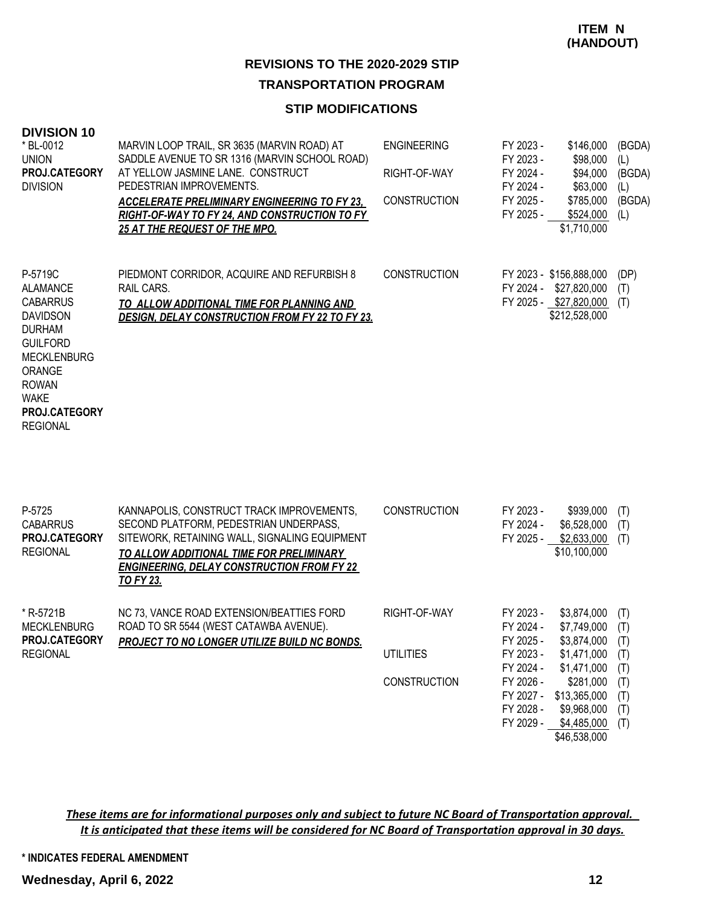**ITEM N (HANDOUT)**

## REVISIONS TO THE 2020-2029 STIP

## TRANSPORTATION PROGRAM

### STIP MODIFICATIONS

### DIVISION 10

| Project | Description | Phase | Fiscal Year | Amount | Source |
|---|---|---|---|---|---|
| * BL-0012<br>UNION<br>**PROJ.CATEGORY**<br>DIVISION | MARVIN LOOP TRAIL, SR 3635 (MARVIN ROAD) AT SADDLE AVENUE TO SR 1316 (MARVIN SCHOOL ROAD) AT YELLOW JASMINE LANE. CONSTRUCT PEDESTRIAN IMPROVEMENTS.<br>***ACCELERATE PRELIMINARY ENGINEERING TO FY 23, RIGHT-OF-WAY TO FY 24, AND CONSTRUCTION TO FY 25 AT THE REQUEST OF THE MPO.*** | ENGINEERING | FY 2023 - | $146,000 | (BGDA) |
| | | | FY 2023 - | $98,000 | (L) |
| | | RIGHT-OF-WAY | FY 2024 - | $94,000 | (BGDA) |
| | | | FY 2024 - | $63,000 | (L) |
| | | CONSTRUCTION | FY 2025 - | $785,000 | (BGDA) |
| | | | FY 2025 - | $524,000 | (L) |
| | | | | $1,710,000 | |
| P-5719C<br>ALAMANCE<br>CABARRUS<br>DAVIDSON<br>DURHAM<br>GUILFORD<br>MECKLENBURG<br>ORANGE<br>ROWAN<br>WAKE<br>**PROJ.CATEGORY**<br>REGIONAL | PIEDMONT CORRIDOR, ACQUIRE AND REFURBISH 8 RAIL CARS.<br>***TO ALLOW ADDITIONAL TIME FOR PLANNING AND DESIGN, DELAY CONSTRUCTION FROM FY 22 TO FY 23.*** | CONSTRUCTION | FY 2023 - | $156,888,000 | (DP) |
| | | | FY 2024 - | $27,820,000 | (T) |
| | | | FY 2025 - | $27,820,000 | (T) |
| | | | | $212,528,000 | |
| P-5725<br>CABARRUS<br>**PROJ.CATEGORY**<br>REGIONAL | KANNAPOLIS, CONSTRUCT TRACK IMPROVEMENTS, SECOND PLATFORM, PEDESTRIAN UNDERPASS, SITEWORK, RETAINING WALL, SIGNALING EQUIPMENT<br>***TO ALLOW ADDITIONAL TIME FOR PRELIMINARY ENGINEERING, DELAY CONSTRUCTION FROM FY 22 TO FY 23.*** | CONSTRUCTION | FY 2023 - | $939,000 | (T) |
| | | | FY 2024 - | $6,528,000 | (T) |
| | | | FY 2025 - | $2,633,000 | (T) |
| | | | | $10,100,000 | |
| * R-5721B<br>MECKLENBURG<br>**PROJ.CATEGORY**<br>REGIONAL | NC 73, VANCE ROAD EXTENSION/BEATTIES FORD ROAD TO SR 5544 (WEST CATAWBA AVENUE).<br>***PROJECT TO NO LONGER UTILIZE BUILD NC BONDS.*** | RIGHT-OF-WAY | FY 2023 - | $3,874,000 | (T) |
| | | | FY 2024 - | $7,749,000 | (T) |
| | | | FY 2025 - | $3,874,000 | (T) |
| | | UTILITIES | FY 2023 - | $1,471,000 | (T) |
| | | | FY 2024 - | $1,471,000 | (T) |
| | | CONSTRUCTION | FY 2026 - | $281,000 | (T) |
| | | | FY 2027 - | $13,365,000 | (T) |
| | | | FY 2028 - | $9,968,000 | (T) |
| | | | FY 2029 - | $4,485,000 | (T) |
| | | | | $46,538,000 | |

***These items are for informational purposes only and subject to future NC Board of Transportation approval. It is anticipated that these items will be considered for NC Board of Transportation approval in 30 days.***

**\* INDICATES FEDERAL AMENDMENT**

**Wednesday, April 6, 2022**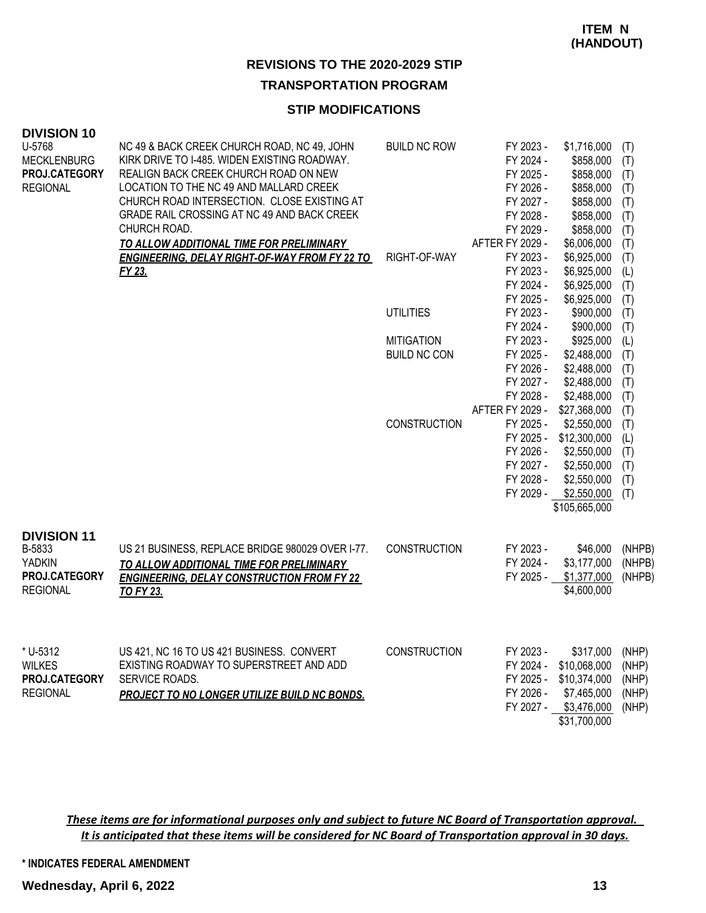**ITEM N (HANDOUT)**

## REVISIONS TO THE 2020-2029 STIP

### TRANSPORTATION PROGRAM

### STIP MODIFICATIONS

**DIVISION 10**

| Project | Description | Category | Year | Amount | Fund |
|---|---|---|---|---|---|
| U-5768<br>MECKLENBURG<br>**PROJ.CATEGORY**<br>REGIONAL | NC 49 & BACK CREEK CHURCH ROAD, NC 49, JOHN KIRK DRIVE TO I-485. WIDEN EXISTING ROADWAY. REALIGN BACK CREEK CHURCH ROAD ON NEW LOCATION TO THE NC 49 AND MALLARD CREEK CHURCH ROAD INTERSECTION. CLOSE EXISTING AT GRADE RAIL CROSSING AT NC 49 AND BACK CREEK CHURCH ROAD.<br>***TO ALLOW ADDITIONAL TIME FOR PRELIMINARY ENGINEERING, DELAY RIGHT-OF-WAY FROM FY 22 TO FY 23.*** | BUILD NC ROW | FY 2023 - | $1,716,000 | (T) |
| | | | FY 2024 - | $858,000 | (T) |
| | | | FY 2025 - | $858,000 | (T) |
| | | | FY 2026 - | $858,000 | (T) |
| | | | FY 2027 - | $858,000 | (T) |
| | | | FY 2028 - | $858,000 | (T) |
| | | | FY 2029 - | $858,000 | (T) |
| | | | AFTER FY 2029 - | $6,006,000 | (T) |
| | | RIGHT-OF-WAY | FY 2023 - | $6,925,000 | (T) |
| | | | FY 2023 - | $6,925,000 | (L) |
| | | | FY 2024 - | $6,925,000 | (T) |
| | | | FY 2025 - | $6,925,000 | (T) |
| | | UTILITIES | FY 2023 - | $900,000 | (T) |
| | | | FY 2024 - | $900,000 | (T) |
| | | MITIGATION | FY 2023 - | $925,000 | (L) |
| | | BUILD NC CON | FY 2025 - | $2,488,000 | (T) |
| | | | FY 2026 - | $2,488,000 | (T) |
| | | | FY 2027 - | $2,488,000 | (T) |
| | | | FY 2028 - | $2,488,000 | (T) |
| | | | AFTER FY 2029 - | $27,368,000 | (T) |
| | | CONSTRUCTION | FY 2025 - | $2,550,000 | (T) |
| | | | FY 2025 - | $12,300,000 | (L) |
| | | | FY 2026 - | $2,550,000 | (T) |
| | | | FY 2027 - | $2,550,000 | (T) |
| | | | FY 2028 - | $2,550,000 | (T) |
| | | | FY 2029 - | $2,550,000 | (T) |
| | | | | $105,665,000 | |

**DIVISION 11**

| Project | Description | Category | Year | Amount | Fund |
|---|---|---|---|---|---|
| B-5833<br>YADKIN<br>**PROJ.CATEGORY**<br>REGIONAL | US 21 BUSINESS, REPLACE BRIDGE 980029 OVER I-77.<br>***TO ALLOW ADDITIONAL TIME FOR PRELIMINARY ENGINEERING, DELAY CONSTRUCTION FROM FY 22 TO FY 23.*** | CONSTRUCTION | FY 2023 - | $46,000 | (NHPB) |
| | | | FY 2024 - | $3,177,000 | (NHPB) |
| | | | FY 2025 - | $1,377,000 | (NHPB) |
| | | | | $4,600,000 | |
| * U-5312<br>WILKES<br>**PROJ.CATEGORY**<br>REGIONAL | US 421, NC 16 TO US 421 BUSINESS. CONVERT EXISTING ROADWAY TO SUPERSTREET AND ADD SERVICE ROADS.<br>***PROJECT TO NO LONGER UTILIZE BUILD NC BONDS.*** | CONSTRUCTION | FY 2023 - | $317,000 | (NHP) |
| | | | FY 2024 - | $10,068,000 | (NHP) |
| | | | FY 2025 - | $10,374,000 | (NHP) |
| | | | FY 2026 - | $7,465,000 | (NHP) |
| | | | FY 2027 - | $3,476,000 | (NHP) |
| | | | | $31,700,000 | |

***These items are for informational purposes only and subject to future NC Board of Transportation approval. It is anticipated that these items will be considered for NC Board of Transportation approval in 30 days.***

**\* INDICATES FEDERAL AMENDMENT**

**Wednesday, April 6, 2022**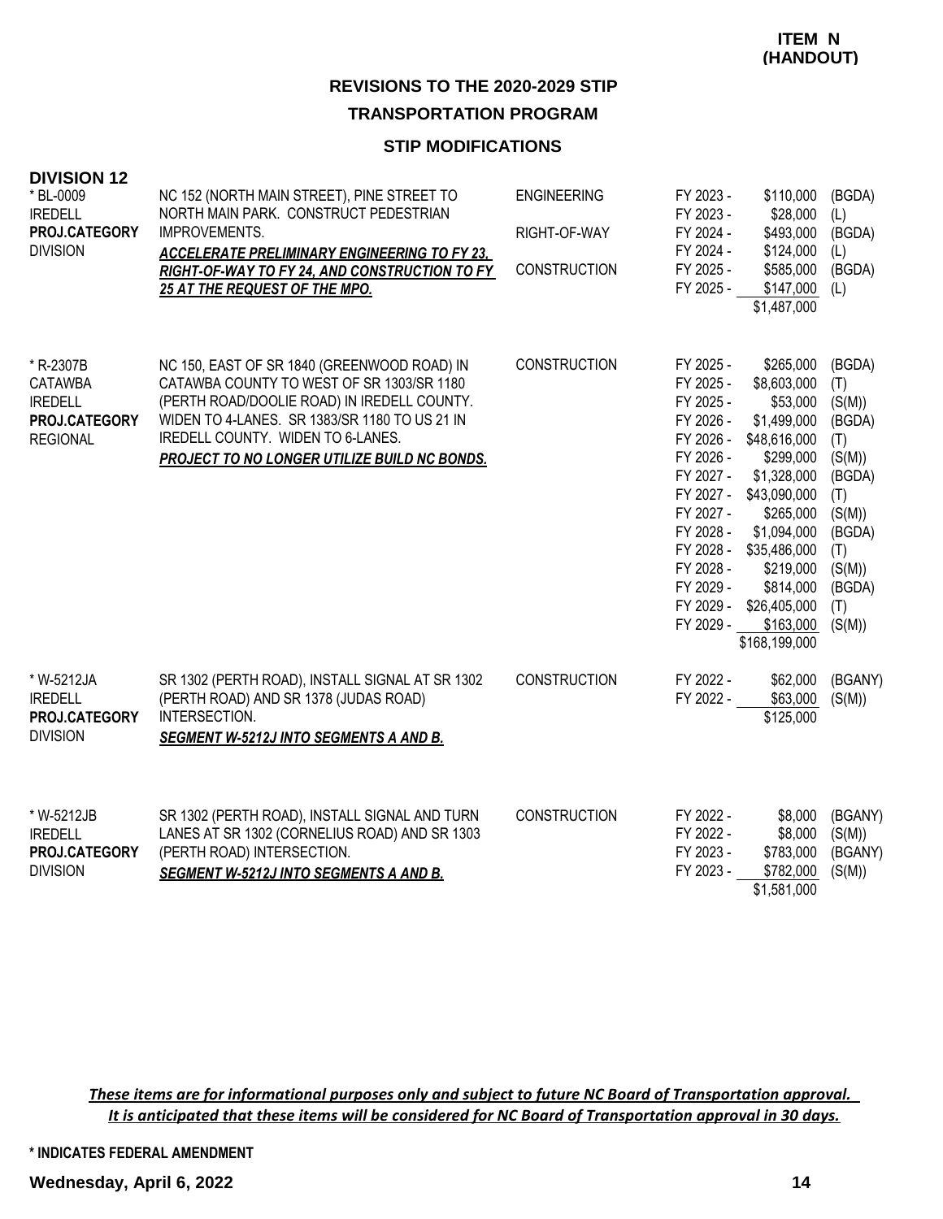ITEM N
(HANDOUT)

# REVISIONS TO THE 2020-2029 STIP

## TRANSPORTATION PROGRAM

### STIP MODIFICATIONS

**DIVISION 12**

| Project | Description | Work Type | Fiscal Year | Amount | Source |
|---|---|---|---|---|---|
| * BL-0009<br>IREDELL<br>**PROJ.CATEGORY**<br>DIVISION | NC 152 (NORTH MAIN STREET), PINE STREET TO NORTH MAIN PARK. CONSTRUCT PEDESTRIAN IMPROVEMENTS.<br>***ACCELERATE PRELIMINARY ENGINEERING TO FY 23, RIGHT-OF-WAY TO FY 24, AND CONSTRUCTION TO FY 25 AT THE REQUEST OF THE MPO.*** | ENGINEERING | FY 2023 - | $110,000 | (BGDA) |
| | | | FY 2023 - | $28,000 | (L) |
| | | RIGHT-OF-WAY | FY 2024 - | $493,000 | (BGDA) |
| | | | FY 2024 - | $124,000 | (L) |
| | | CONSTRUCTION | FY 2025 - | $585,000 | (BGDA) |
| | | | FY 2025 - | $147,000 | (L) |
| | | | | $1,487,000 | |
| * R-2307B<br>CATAWBA<br>IREDELL<br>**PROJ.CATEGORY**<br>REGIONAL | NC 150, EAST OF SR 1840 (GREENWOOD ROAD) IN CATAWBA COUNTY TO WEST OF SR 1303/SR 1180 (PERTH ROAD/DOOLIE ROAD) IN IREDELL COUNTY. WIDEN TO 4-LANES. SR 1383/SR 1180 TO US 21 IN IREDELL COUNTY. WIDEN TO 6-LANES.<br>***PROJECT TO NO LONGER UTILIZE BUILD NC BONDS.*** | CONSTRUCTION | FY 2025 - | $265,000 | (BGDA) |
| | | | FY 2025 - | $8,603,000 | (T) |
| | | | FY 2025 - | $53,000 | (S(M)) |
| | | | FY 2026 - | $1,499,000 | (BGDA) |
| | | | FY 2026 - | $48,616,000 | (T) |
| | | | FY 2026 - | $299,000 | (S(M)) |
| | | | FY 2027 - | $1,328,000 | (BGDA) |
| | | | FY 2027 - | $43,090,000 | (T) |
| | | | FY 2027 - | $265,000 | (S(M)) |
| | | | FY 2028 - | $1,094,000 | (BGDA) |
| | | | FY 2028 - | $35,486,000 | (T) |
| | | | FY 2028 - | $219,000 | (S(M)) |
| | | | FY 2029 - | $814,000 | (BGDA) |
| | | | FY 2029 - | $26,405,000 | (T) |
| | | | FY 2029 - | $163,000 | (S(M)) |
| | | | | $168,199,000 | |
| * W-5212JA<br>IREDELL<br>**PROJ.CATEGORY**<br>DIVISION | SR 1302 (PERTH ROAD), INSTALL SIGNAL AT SR 1302 (PERTH ROAD) AND SR 1378 (JUDAS ROAD) INTERSECTION.<br>***SEGMENT W-5212J INTO SEGMENTS A AND B.*** | CONSTRUCTION | FY 2022 - | $62,000 | (BGANY) |
| | | | FY 2022 - | $63,000 | (S(M)) |
| | | | | $125,000 | |
| * W-5212JB<br>IREDELL<br>**PROJ.CATEGORY**<br>DIVISION | SR 1302 (PERTH ROAD), INSTALL SIGNAL AND TURN LANES AT SR 1302 (CORNELIUS ROAD) AND SR 1303 (PERTH ROAD) INTERSECTION.<br>***SEGMENT W-5212J INTO SEGMENTS A AND B.*** | CONSTRUCTION | FY 2022 - | $8,000 | (BGANY) |
| | | | FY 2022 - | $8,000 | (S(M)) |
| | | | FY 2023 - | $783,000 | (BGANY) |
| | | | FY 2023 - | $782,000 | (S(M)) |
| | | | | $1,581,000 | |

***These items are for informational purposes only and subject to future NC Board of Transportation approval. It is anticipated that these items will be considered for NC Board of Transportation approval in 30 days.***

**\* INDICATES FEDERAL AMENDMENT**

**Wednesday, April 6, 2022**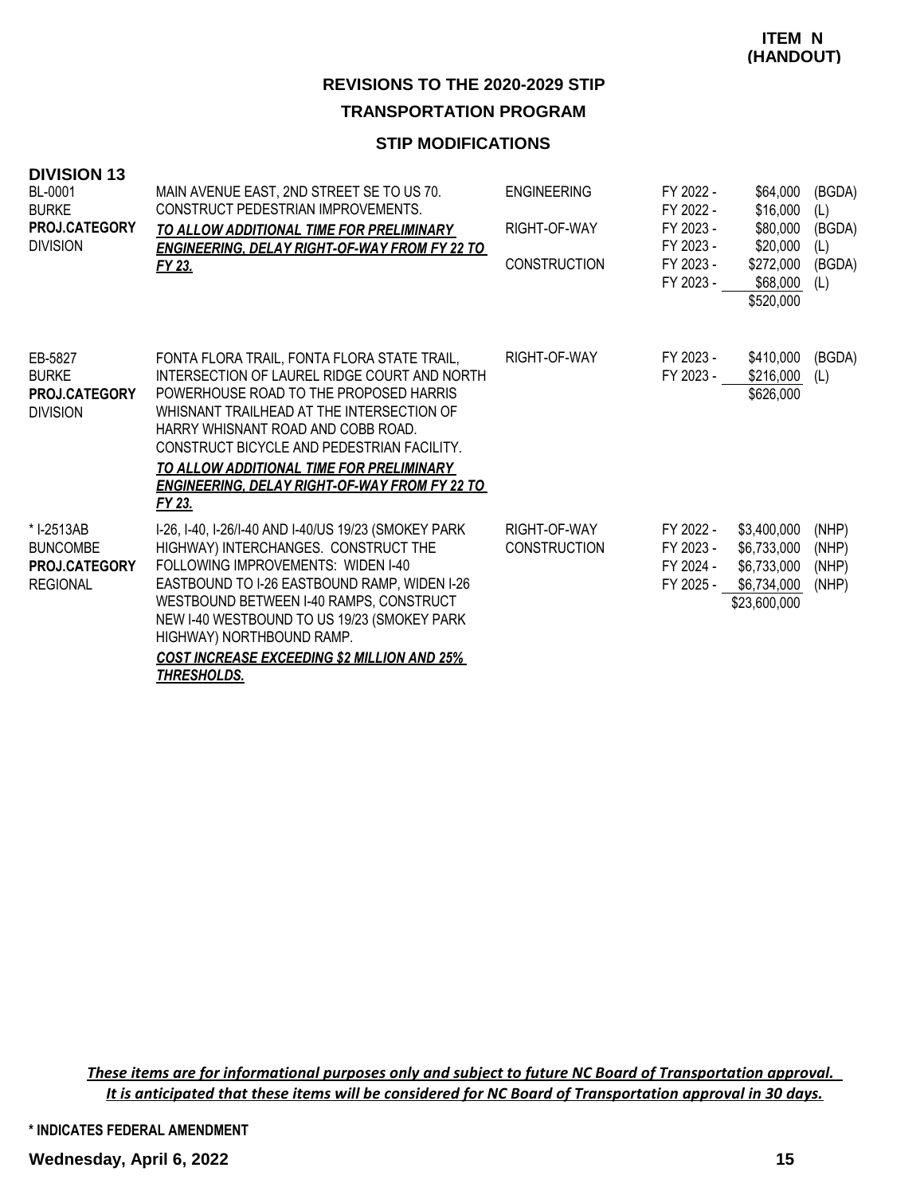**ITEM N (HANDOUT)**

# REVISIONS TO THE 2020-2029 STIP

## TRANSPORTATION PROGRAM

### STIP MODIFICATIONS

**DIVISION 13**

| Project | Description | Phase | Fiscal Year | Amount | Fund |
|---|---|---|---|---|---|
| BL-0001<br>BURKE<br>**PROJ.CATEGORY**<br>DIVISION | MAIN AVENUE EAST, 2ND STREET SE TO US 70. CONSTRUCT PEDESTRIAN IMPROVEMENTS.<br>***TO ALLOW ADDITIONAL TIME FOR PRELIMINARY ENGINEERING, DELAY RIGHT-OF-WAY FROM FY 22 TO FY 23.*** | ENGINEERING | FY 2022 - | $64,000 | (BGDA) |
| | | | FY 2022 - | $16,000 | (L) |
| | | RIGHT-OF-WAY | FY 2023 - | $80,000 | (BGDA) |
| | | | FY 2023 - | $20,000 | (L) |
| | | CONSTRUCTION | FY 2023 - | $272,000 | (BGDA) |
| | | | FY 2023 - | $68,000 | (L) |
| | | | | $520,000 | |
| EB-5827<br>BURKE<br>**PROJ.CATEGORY**<br>DIVISION | FONTA FLORA TRAIL, FONTA FLORA STATE TRAIL, INTERSECTION OF LAUREL RIDGE COURT AND NORTH POWERHOUSE ROAD TO THE PROPOSED HARRIS WHISNANT TRAILHEAD AT THE INTERSECTION OF HARRY WHISNANT ROAD AND COBB ROAD. CONSTRUCT BICYCLE AND PEDESTRIAN FACILITY.<br>***TO ALLOW ADDITIONAL TIME FOR PRELIMINARY ENGINEERING, DELAY RIGHT-OF-WAY FROM FY 22 TO FY 23.*** | RIGHT-OF-WAY | FY 2023 - | $410,000 | (BGDA) |
| | | | FY 2023 - | $216,000 | (L) |
| | | | | $626,000 | |
| * I-2513AB<br>BUNCOMBE<br>**PROJ.CATEGORY**<br>REGIONAL | I-26, I-40, I-26/I-40 AND I-40/US 19/23 (SMOKEY PARK HIGHWAY) INTERCHANGES. CONSTRUCT THE FOLLOWING IMPROVEMENTS: WIDEN I-40 EASTBOUND TO I-26 EASTBOUND RAMP, WIDEN I-26 WESTBOUND BETWEEN I-40 RAMPS, CONSTRUCT NEW I-40 WESTBOUND TO US 19/23 (SMOKEY PARK HIGHWAY) NORTHBOUND RAMP.<br>***COST INCREASE EXCEEDING $2 MILLION AND 25% THRESHOLDS.*** | RIGHT-OF-WAY | FY 2022 - | $3,400,000 | (NHP) |
| | | CONSTRUCTION | FY 2023 - | $6,733,000 | (NHP) |
| | | | FY 2024 - | $6,733,000 | (NHP) |
| | | | FY 2025 - | $6,734,000 | (NHP) |
| | | | | $23,600,000 | |

*These items are for informational purposes only and subject to future NC Board of Transportation approval. It is anticipated that these items will be considered for NC Board of Transportation approval in 30 days.*

**\* INDICATES FEDERAL AMENDMENT**

**Wednesday, April 6, 2022**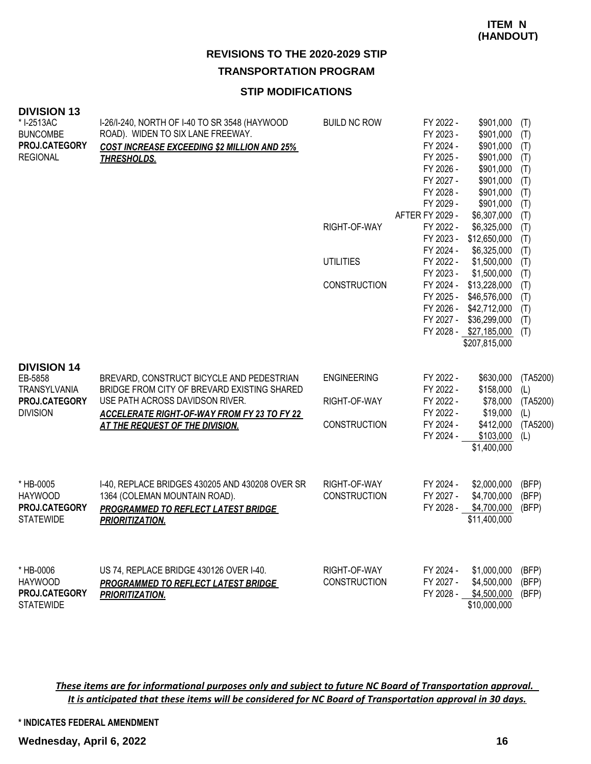**ITEM N (HANDOUT)**

# REVISIONS TO THE 2020-2029 STIP

## TRANSPORTATION PROGRAM

### STIP MODIFICATIONS

## DIVISION 13

| Project | Description | Work Type | Fiscal Year | Amount | Fund |
|---|---|---|---|---|---|
| * I-2513AC<br>BUNCOMBE<br>**PROJ.CATEGORY**<br>REGIONAL | I-26/I-240, NORTH OF I-40 TO SR 3548 (HAYWOOD ROAD). WIDEN TO SIX LANE FREEWAY.<br>***COST INCREASE EXCEEDING $2 MILLION AND 25% THRESHOLDS.*** | BUILD NC ROW | FY 2022 - | $901,000 | (T) |
| | | | FY 2023 - | $901,000 | (T) |
| | | | FY 2024 - | $901,000 | (T) |
| | | | FY 2025 - | $901,000 | (T) |
| | | | FY 2026 - | $901,000 | (T) |
| | | | FY 2027 - | $901,000 | (T) |
| | | | FY 2028 - | $901,000 | (T) |
| | | | FY 2029 - | $901,000 | (T) |
| | | | AFTER FY 2029 - | $6,307,000 | (T) |
| | | RIGHT-OF-WAY | FY 2022 - | $6,325,000 | (T) |
| | | | FY 2023 - | $12,650,000 | (T) |
| | | | FY 2024 - | $6,325,000 | (T) |
| | | UTILITIES | FY 2022 - | $1,500,000 | (T) |
| | | | FY 2023 - | $1,500,000 | (T) |
| | | CONSTRUCTION | FY 2024 - | $13,228,000 | (T) |
| | | | FY 2025 - | $46,576,000 | (T) |
| | | | FY 2026 - | $42,712,000 | (T) |
| | | | FY 2027 - | $36,299,000 | (T) |
| | | | FY 2028 - | $27,185,000 | (T) |
| | | | | $207,815,000 | |

## DIVISION 14

| Project | Description | Work Type | Fiscal Year | Amount | Fund |
|---|---|---|---|---|---|
| EB-5858<br>TRANSYLVANIA<br>**PROJ.CATEGORY**<br>DIVISION | BREVARD, CONSTRUCT BICYCLE AND PEDESTRIAN BRIDGE FROM CITY OF BREVARD EXISTING SHARED USE PATH ACROSS DAVIDSON RIVER.<br>***ACCELERATE RIGHT-OF-WAY FROM FY 23 TO FY 22 AT THE REQUEST OF THE DIVISION.*** | ENGINEERING | FY 2022 - | $630,000 | (TA5200) |
| | | | FY 2022 - | $158,000 | (L) |
| | | RIGHT-OF-WAY | FY 2022 - | $78,000 | (TA5200) |
| | | | FY 2022 - | $19,000 | (L) |
| | | CONSTRUCTION | FY 2024 - | $412,000 | (TA5200) |
| | | | FY 2024 - | $103,000 | (L) |
| | | | | $1,400,000 | |
| * HB-0005<br>HAYWOOD<br>**PROJ.CATEGORY**<br>STATEWIDE | I-40, REPLACE BRIDGES 430205 AND 430208 OVER SR 1364 (COLEMAN MOUNTAIN ROAD).<br>***PROGRAMMED TO REFLECT LATEST BRIDGE PRIORITIZATION.*** | RIGHT-OF-WAY | FY 2024 - | $2,000,000 | (BFP) |
| | | CONSTRUCTION | FY 2027 - | $4,700,000 | (BFP) |
| | | | FY 2028 - | $4,700,000 | (BFP) |
| | | | | $11,400,000 | |
| * HB-0006<br>HAYWOOD<br>**PROJ.CATEGORY**<br>STATEWIDE | US 74, REPLACE BRIDGE 430126 OVER I-40.<br>***PROGRAMMED TO REFLECT LATEST BRIDGE PRIORITIZATION.*** | RIGHT-OF-WAY | FY 2024 - | $1,000,000 | (BFP) |
| | | CONSTRUCTION | FY 2027 - | $4,500,000 | (BFP) |
| | | | FY 2028 - | $4,500,000 | (BFP) |
| | | | | $10,000,000 | |

***These items are for informational purposes only and subject to future NC Board of Transportation approval. It is anticipated that these items will be considered for NC Board of Transportation approval in 30 days.***

**\* INDICATES FEDERAL AMENDMENT**

**Wednesday, April 6, 2022**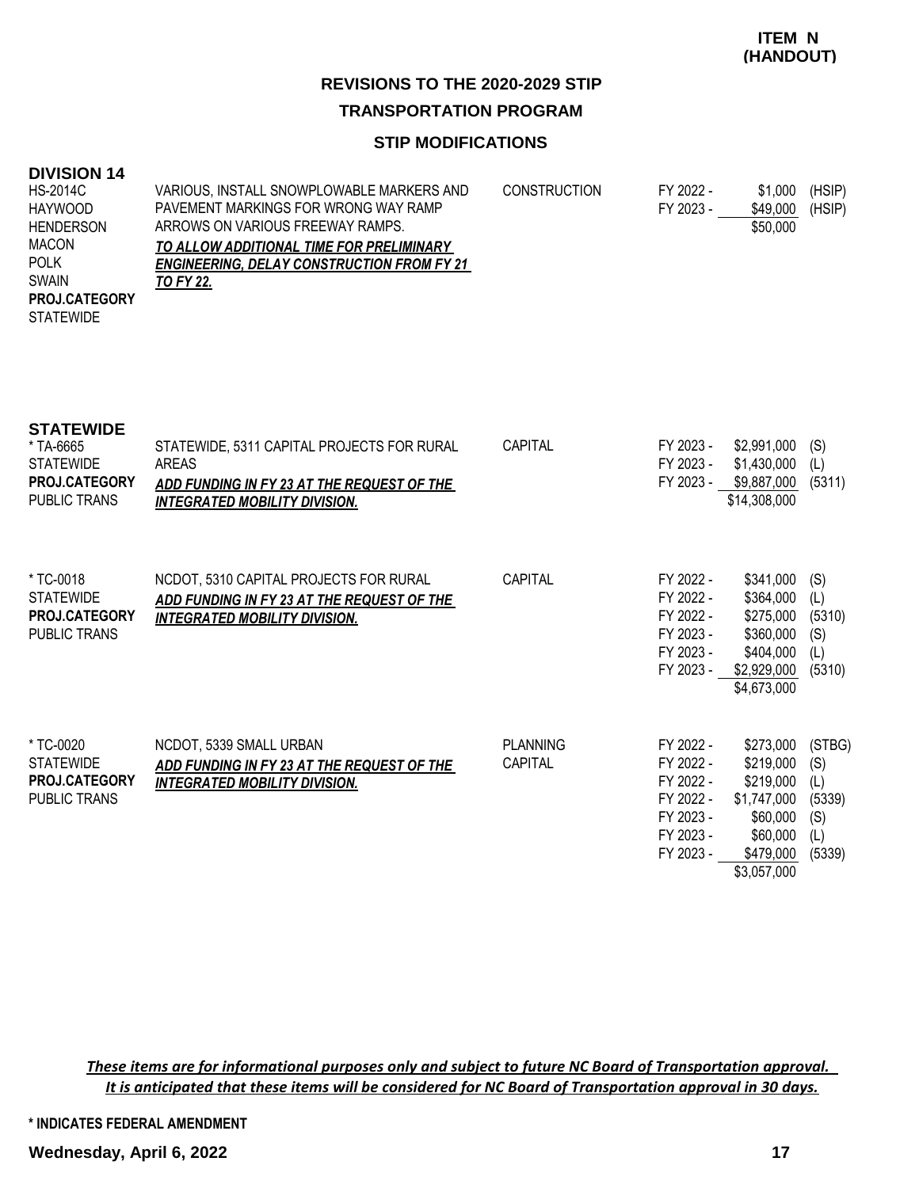**ITEM N (HANDOUT)**

## REVISIONS TO THE 2020-2029 STIP

## TRANSPORTATION PROGRAM

### STIP MODIFICATIONS

### DIVISION 14

| Project | Description | Work Type | Fiscal Year | Amount | Fund |
|---|---|---|---|---|---|
| HS-2014C<br>HAYWOOD<br>HENDERSON<br>MACON<br>POLK<br>SWAIN<br>**PROJ.CATEGORY**<br>STATEWIDE | VARIOUS, INSTALL SNOWPLOWABLE MARKERS AND PAVEMENT MARKINGS FOR WRONG WAY RAMP ARROWS ON VARIOUS FREEWAY RAMPS.<br>***TO ALLOW ADDITIONAL TIME FOR PRELIMINARY ENGINEERING, DELAY CONSTRUCTION FROM FY 21 TO FY 22.*** | CONSTRUCTION | FY 2022 -<br>FY 2023 - | \$1,000<br>\$49,000<br>\$50,000 | (HSIP)<br>(HSIP) |

### STATEWIDE

| Project | Description | Work Type | Fiscal Year | Amount | Fund |
|---|---|---|---|---|---|
| * TA-6665<br>STATEWIDE<br>**PROJ.CATEGORY**<br>PUBLIC TRANS | STATEWIDE, 5311 CAPITAL PROJECTS FOR RURAL AREAS<br>***ADD FUNDING IN FY 23 AT THE REQUEST OF THE INTEGRATED MOBILITY DIVISION.*** | CAPITAL | FY 2023 -<br>FY 2023 -<br>FY 2023 - | \$2,991,000<br>\$1,430,000<br>\$9,887,000<br>\$14,308,000 | (S)<br>(L)<br>(5311) |
| * TC-0018<br>STATEWIDE<br>**PROJ.CATEGORY**<br>PUBLIC TRANS | NCDOT, 5310 CAPITAL PROJECTS FOR RURAL<br>***ADD FUNDING IN FY 23 AT THE REQUEST OF THE INTEGRATED MOBILITY DIVISION.*** | CAPITAL | FY 2022 -<br>FY 2022 -<br>FY 2022 -<br>FY 2023 -<br>FY 2023 -<br>FY 2023 - | \$341,000<br>\$364,000<br>\$275,000<br>\$360,000<br>\$404,000<br>\$2,929,000<br>\$4,673,000 | (S)<br>(L)<br>(5310)<br>(S)<br>(L)<br>(5310) |
| * TC-0020<br>STATEWIDE<br>**PROJ.CATEGORY**<br>PUBLIC TRANS | NCDOT, 5339 SMALL URBAN<br>***ADD FUNDING IN FY 23 AT THE REQUEST OF THE INTEGRATED MOBILITY DIVISION.*** | PLANNING<br>CAPITAL | FY 2022 -<br>FY 2022 -<br>FY 2022 -<br>FY 2022 -<br>FY 2023 -<br>FY 2023 -<br>FY 2023 - | \$273,000<br>\$219,000<br>\$219,000<br>\$1,747,000<br>\$60,000<br>\$60,000<br>\$479,000<br>\$3,057,000 | (STBG)<br>(S)<br>(L)<br>(5339)<br>(S)<br>(L)<br>(5339) |

***These items are for informational purposes only and subject to future NC Board of Transportation approval. It is anticipated that these items will be considered for NC Board of Transportation approval in 30 days.***

**\* INDICATES FEDERAL AMENDMENT**

**Wednesday, April 6, 2022**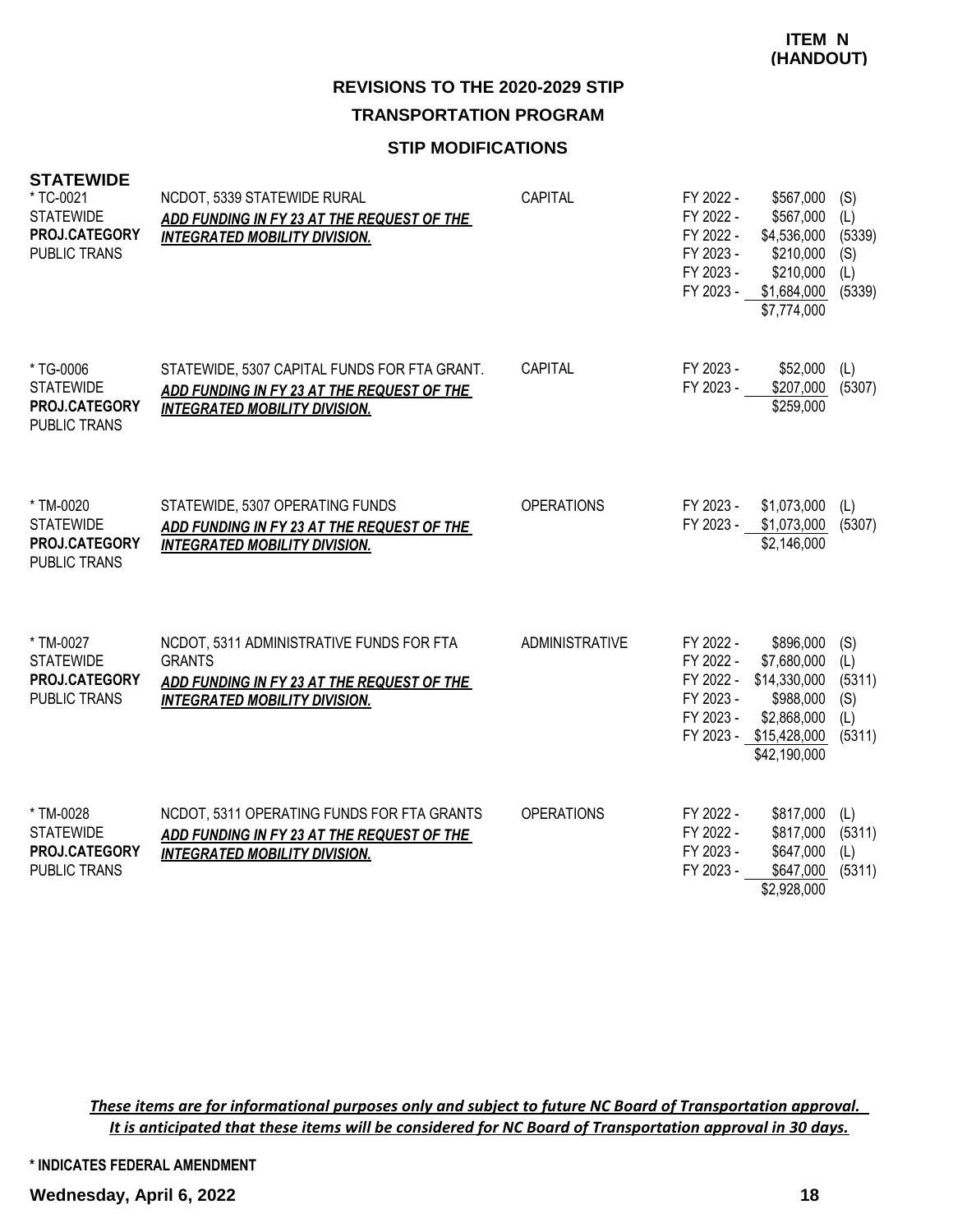**ITEM N (HANDOUT)**

## REVISIONS TO THE 2020-2029 STIP

## TRANSPORTATION PROGRAM

### STIP MODIFICATIONS

**STATEWIDE**

| Project | Description | Category | Funding |
|---|---|---|---|
| * TC-0021<br>STATEWIDE<br>**PROJ.CATEGORY**<br>PUBLIC TRANS | NCDOT, 5339 STATEWIDE RURAL<br>***ADD FUNDING IN FY 23 AT THE REQUEST OF THE INTEGRATED MOBILITY DIVISION.*** | CAPITAL | FY 2022 - $567,000 (S)<br>FY 2022 - $567,000 (L)<br>FY 2022 - $4,536,000 (5339)<br>FY 2023 - $210,000 (S)<br>FY 2023 - $210,000 (L)<br>FY 2023 - $1,684,000 (5339)<br>$7,774,000 |
| * TG-0006<br>STATEWIDE<br>**PROJ.CATEGORY**<br>PUBLIC TRANS | STATEWIDE, 5307 CAPITAL FUNDS FOR FTA GRANT.<br>***ADD FUNDING IN FY 23 AT THE REQUEST OF THE INTEGRATED MOBILITY DIVISION.*** | CAPITAL | FY 2023 - $52,000 (L)<br>FY 2023 - $207,000 (5307)<br>$259,000 |
| * TM-0020<br>STATEWIDE<br>**PROJ.CATEGORY**<br>PUBLIC TRANS | STATEWIDE, 5307 OPERATING FUNDS<br>***ADD FUNDING IN FY 23 AT THE REQUEST OF THE INTEGRATED MOBILITY DIVISION.*** | OPERATIONS | FY 2023 - $1,073,000 (L)<br>FY 2023 - $1,073,000 (5307)<br>$2,146,000 |
| * TM-0027<br>STATEWIDE<br>**PROJ.CATEGORY**<br>PUBLIC TRANS | NCDOT, 5311 ADMINISTRATIVE FUNDS FOR FTA GRANTS<br>***ADD FUNDING IN FY 23 AT THE REQUEST OF THE INTEGRATED MOBILITY DIVISION.*** | ADMINISTRATIVE | FY 2022 - $896,000 (S)<br>FY 2022 - $7,680,000 (L)<br>FY 2022 - $14,330,000 (5311)<br>FY 2023 - $988,000 (S)<br>FY 2023 - $2,868,000 (L)<br>FY 2023 - $15,428,000 (5311)<br>$42,190,000 |
| * TM-0028<br>STATEWIDE<br>**PROJ.CATEGORY**<br>PUBLIC TRANS | NCDOT, 5311 OPERATING FUNDS FOR FTA GRANTS<br>***ADD FUNDING IN FY 23 AT THE REQUEST OF THE INTEGRATED MOBILITY DIVISION.*** | OPERATIONS | FY 2022 - $817,000 (L)<br>FY 2022 - $817,000 (5311)<br>FY 2023 - $647,000 (L)<br>FY 2023 - $647,000 (5311)<br>$2,928,000 |

*These items are for informational purposes only and subject to future NC Board of Transportation approval. It is anticipated that these items will be considered for NC Board of Transportation approval in 30 days.*

\* INDICATES FEDERAL AMENDMENT

**Wednesday, April 6, 2022**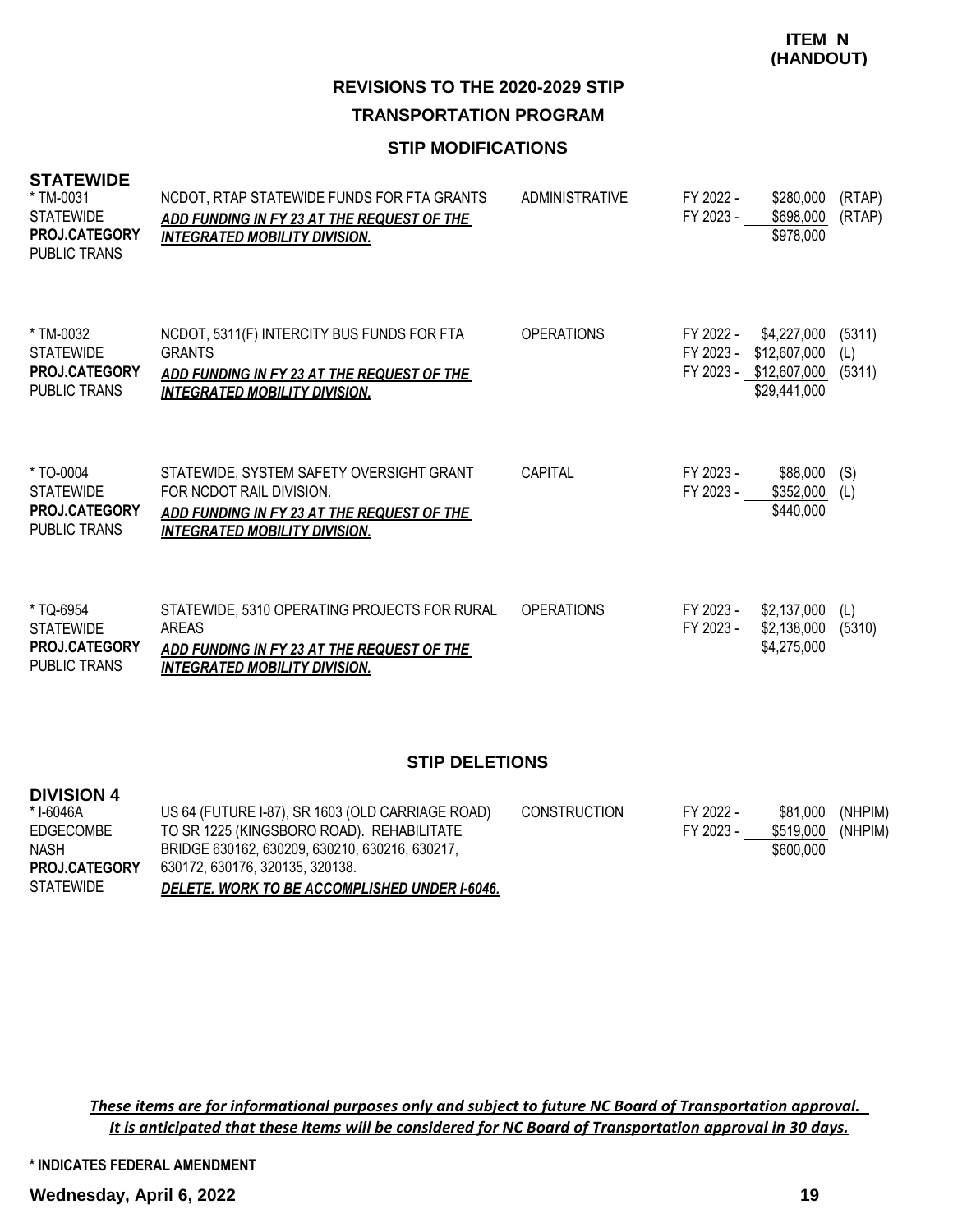**ITEM N (HANDOUT)**

## REVISIONS TO THE 2020-2029 STIP

### TRANSPORTATION PROGRAM

### STIP MODIFICATIONS

**STATEWIDE**

| Project | Description | Work Type | Fiscal Year | Amount | Fund |
|---|---|---|---|---|---|
| * TM-0031<br>STATEWIDE<br>**PROJ.CATEGORY**<br>PUBLIC TRANS | NCDOT, RTAP STATEWIDE FUNDS FOR FTA GRANTS<br>***ADD FUNDING IN FY 23 AT THE REQUEST OF THE INTEGRATED MOBILITY DIVISION.*** | ADMINISTRATIVE | FY 2022 -<br>FY 2023 - | \$280,000<br>\$698,000<br>\$978,000 | (RTAP)<br>(RTAP) |
| * TM-0032<br>STATEWIDE<br>**PROJ.CATEGORY**<br>PUBLIC TRANS | NCDOT, 5311(F) INTERCITY BUS FUNDS FOR FTA GRANTS<br>***ADD FUNDING IN FY 23 AT THE REQUEST OF THE INTEGRATED MOBILITY DIVISION.*** | OPERATIONS | FY 2022 -<br>FY 2023 -<br>FY 2023 - | \$4,227,000<br>\$12,607,000<br>\$12,607,000<br>\$29,441,000 | (5311)<br>(L)<br>(5311) |
| * TO-0004<br>STATEWIDE<br>**PROJ.CATEGORY**<br>PUBLIC TRANS | STATEWIDE, SYSTEM SAFETY OVERSIGHT GRANT FOR NCDOT RAIL DIVISION.<br>***ADD FUNDING IN FY 23 AT THE REQUEST OF THE INTEGRATED MOBILITY DIVISION.*** | CAPITAL | FY 2023 -<br>FY 2023 - | \$88,000<br>\$352,000<br>\$440,000 | (S)<br>(L) |
| * TQ-6954<br>STATEWIDE<br>**PROJ.CATEGORY**<br>PUBLIC TRANS | STATEWIDE, 5310 OPERATING PROJECTS FOR RURAL AREAS<br>***ADD FUNDING IN FY 23 AT THE REQUEST OF THE INTEGRATED MOBILITY DIVISION.*** | OPERATIONS | FY 2023 -<br>FY 2023 - | \$2,137,000<br>\$2,138,000<br>\$4,275,000 | (L)<br>(5310) |

### STIP DELETIONS

**DIVISION 4**

| Project | Description | Work Type | Fiscal Year | Amount | Fund |
|---|---|---|---|---|---|
| * I-6046A<br>EDGECOMBE<br>NASH<br>**PROJ.CATEGORY**<br>STATEWIDE | US 64 (FUTURE I-87), SR 1603 (OLD CARRIAGE ROAD) TO SR 1225 (KINGSBORO ROAD). REHABILITATE BRIDGE 630162, 630209, 630210, 630216, 630217, 630172, 630176, 320135, 320138.<br>***DELETE. WORK TO BE ACCOMPLISHED UNDER I-6046.*** | CONSTRUCTION | FY 2022 -<br>FY 2023 - | \$81,000<br>\$519,000<br>\$600,000 | (NHPIM)<br>(NHPIM) |

***These items are for informational purposes only and subject to future NC Board of Transportation approval. It is anticipated that these items will be considered for NC Board of Transportation approval in 30 days.***

**\* INDICATES FEDERAL AMENDMENT**

**Wednesday, April 6, 2022**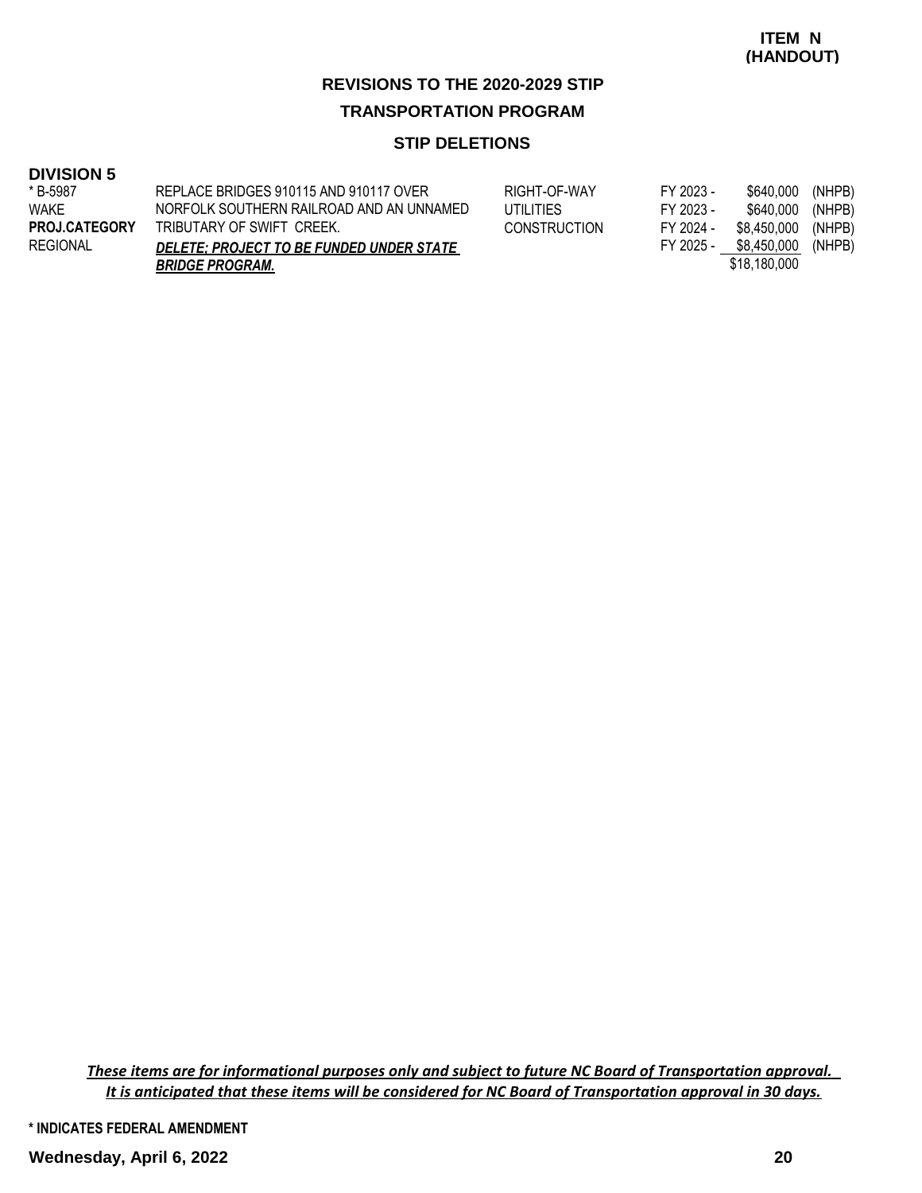**ITEM N (HANDOUT)**

## REVISIONS TO THE 2020-2029 STIP

## TRANSPORTATION PROGRAM

### STIP DELETIONS

**DIVISION 5**

| | | | | | |
|---|---|---|---|---|---|
| * B-5987 | REPLACE BRIDGES 910115 AND 910117 OVER | RIGHT-OF-WAY | FY 2023 - | $640,000 | (NHPB) |
| WAKE | NORFOLK SOUTHERN RAILROAD AND AN UNNAMED | UTILITIES | FY 2023 - | $640,000 | (NHPB) |
| **PROJ.CATEGORY** | TRIBUTARY OF SWIFT CREEK. | CONSTRUCTION | FY 2024 - | $8,450,000 | (NHPB) |
| REGIONAL | ***DELETE; PROJECT TO BE FUNDED UNDER STATE BRIDGE PROGRAM.*** | | FY 2025 - | $8,450,000 | (NHPB) |
| | | | | $18,180,000 | |

*These items are for informational purposes only and subject to future NC Board of Transportation approval. It is anticipated that these items will be considered for NC Board of Transportation approval in 30 days.*

**\* INDICATES FEDERAL AMENDMENT**

**Wednesday, April 6, 2022**